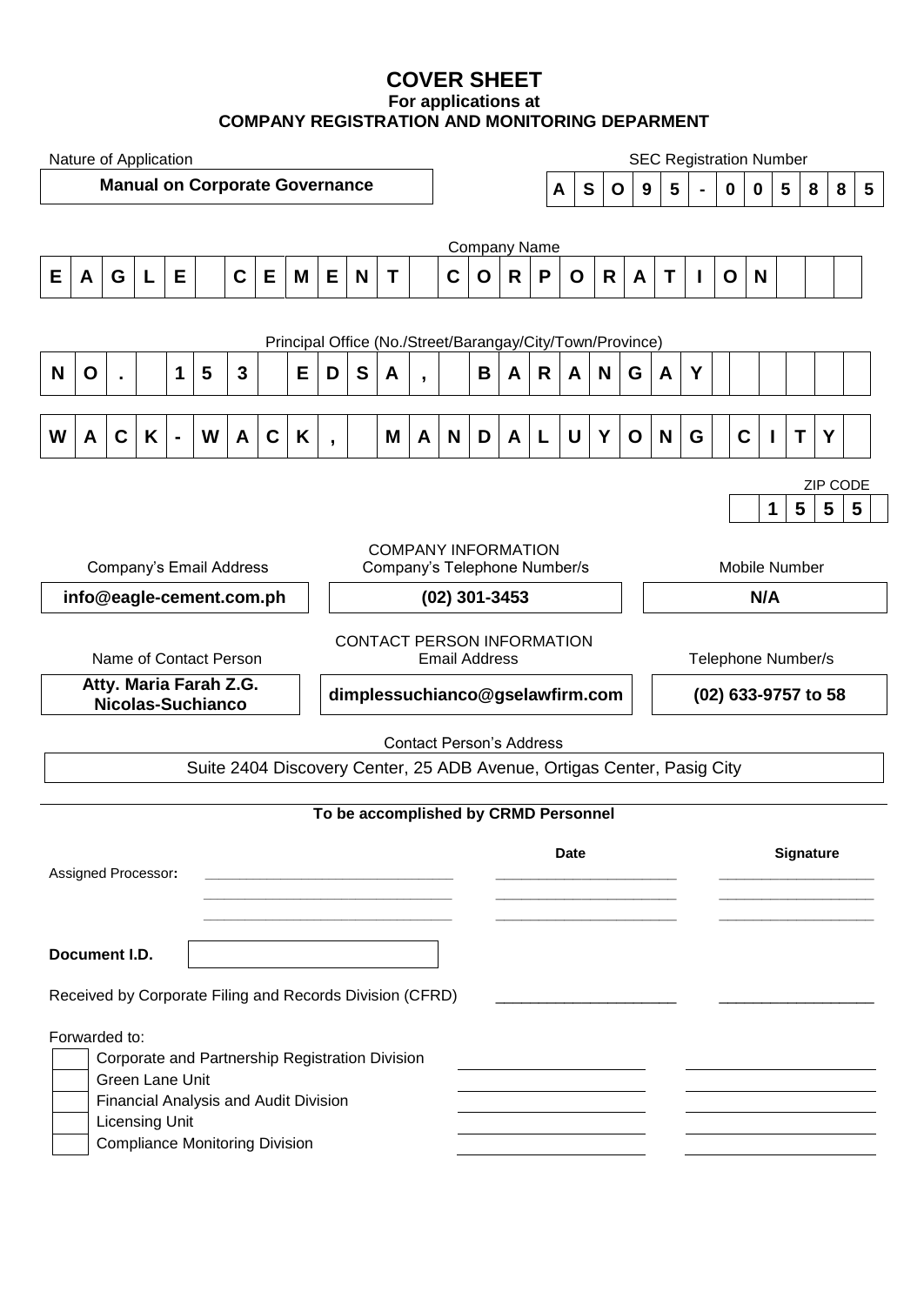# COVER SHEET

**For applications at**

**COMPANY REGISTRATION AND MONITORING DEPARMENT**

| Nature of Application | SEC Registration Number |
|---|---|
| **Manual on Corporate Governance** | **ASO95-005885** |

**Company Name**

**EAGLE CEMENT CORPORATION**

**Principal Office (No./Street/Barangay/City/Town/Province)**

**NO. 153 EDSA, BARANGAY**

**WACK-WACK, MANDALUYONG CITY**

**ZIP CODE:** **1555**

**COMPANY INFORMATION**

| Company's Email Address | Company's Telephone Number/s | Mobile Number |
|---|---|---|
| **info@eagle-cement.com.ph** | **(02) 301-3453** | **N/A** |

**CONTACT PERSON INFORMATION**

| Name of Contact Person | Email Address | Telephone Number/s |
|---|---|---|
| **Atty. Maria Farah Z.G. Nicolas-Suchianco** | **dimplessuchianco@gselawfirm.com** | **(02) 633-9757 to 58** |

**Contact Person's Address**

Suite 2404 Discovery Center, 25 ADB Avenue, Ortigas Center, Pasig City

**To be accomplished by CRMD Personnel**

| | | **Date** | **Signature** |
|---|---|---|---|
| Assigned Processor**:** | ______________ | ______________ | ______________ |
| | ______________ | ______________ | ______________ |
| | ______________ | ______________ | ______________ |

**Document I.D.** ______________

Received by Corporate Filing and Records Division (CFRD) ______________ ______________

Forwarded to:

| | | | |
|---|---|---|---|
| ☐ | Corporate and Partnership Registration Division | ______________ | ______________ |
| ☐ | Green Lane Unit | ______________ | ______________ |
| ☐ | Financial Analysis and Audit Division | ______________ | ______________ |
| ☐ | Licensing Unit | ______________ | ______________ |
| ☐ | Compliance Monitoring Division | ______________ | ______________ |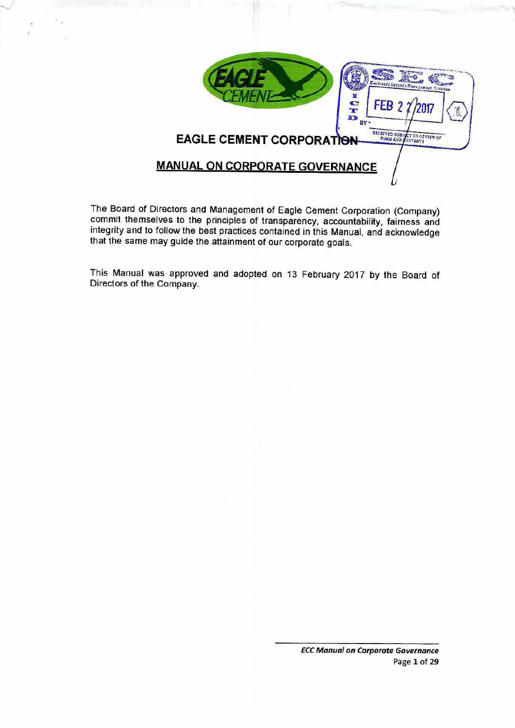# EAGLE CEMENT CORPORATION

## MANUAL ON CORPORATE GOVERNANCE

The Board of Directors and Management of Eagle Cement Corporation (Company) commit themselves to the principles of transparency, accountability, fairness and integrity and to follow the best practices contained in this Manual, and acknowledge that the same may guide the attainment of our corporate goals.

This Manual was approved and adopted on 13 February 2017 by the Board of Directors of the Company.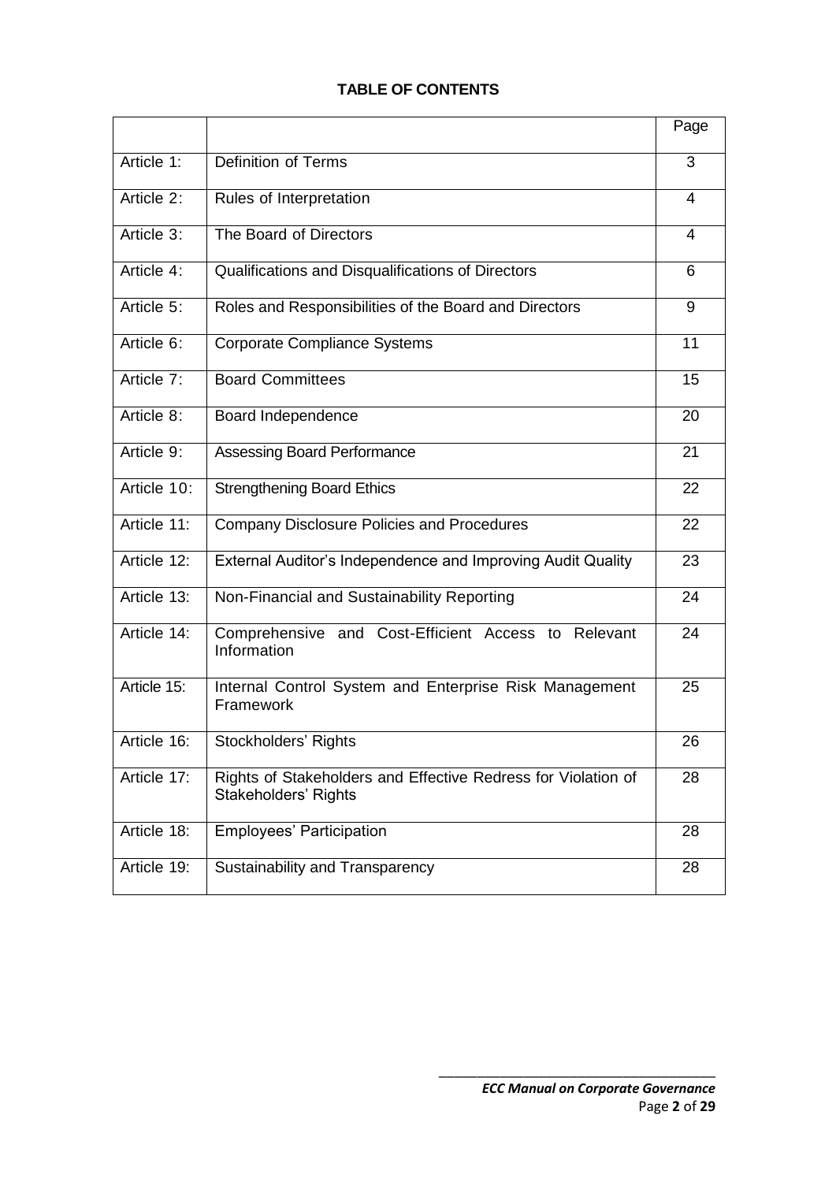**TABLE OF CONTENTS**

| | | Page |
|---|---|---|
| Article 1: | Definition of Terms | 3 |
| Article 2: | Rules of Interpretation | 4 |
| Article 3: | The Board of Directors | 4 |
| Article 4: | Qualifications and Disqualifications of Directors | 6 |
| Article 5: | Roles and Responsibilities of the Board and Directors | 9 |
| Article 6: | Corporate Compliance Systems | 11 |
| Article 7: | Board Committees | 15 |
| Article 8: | Board Independence | 20 |
| Article 9: | Assessing Board Performance | 21 |
| Article 10: | Strengthening Board Ethics | 22 |
| Article 11: | Company Disclosure Policies and Procedures | 22 |
| Article 12: | External Auditor's Independence and Improving Audit Quality | 23 |
| Article 13: | Non-Financial and Sustainability Reporting | 24 |
| Article 14: | Comprehensive and Cost-Efficient Access to Relevant Information | 24 |
| Article 15: | Internal Control System and Enterprise Risk Management Framework | 25 |
| Article 16: | Stockholders' Rights | 26 |
| Article 17: | Rights of Stakeholders and Effective Redress for Violation of Stakeholders' Rights | 28 |
| Article 18: | Employees' Participation | 28 |
| Article 19: | Sustainability and Transparency | 28 |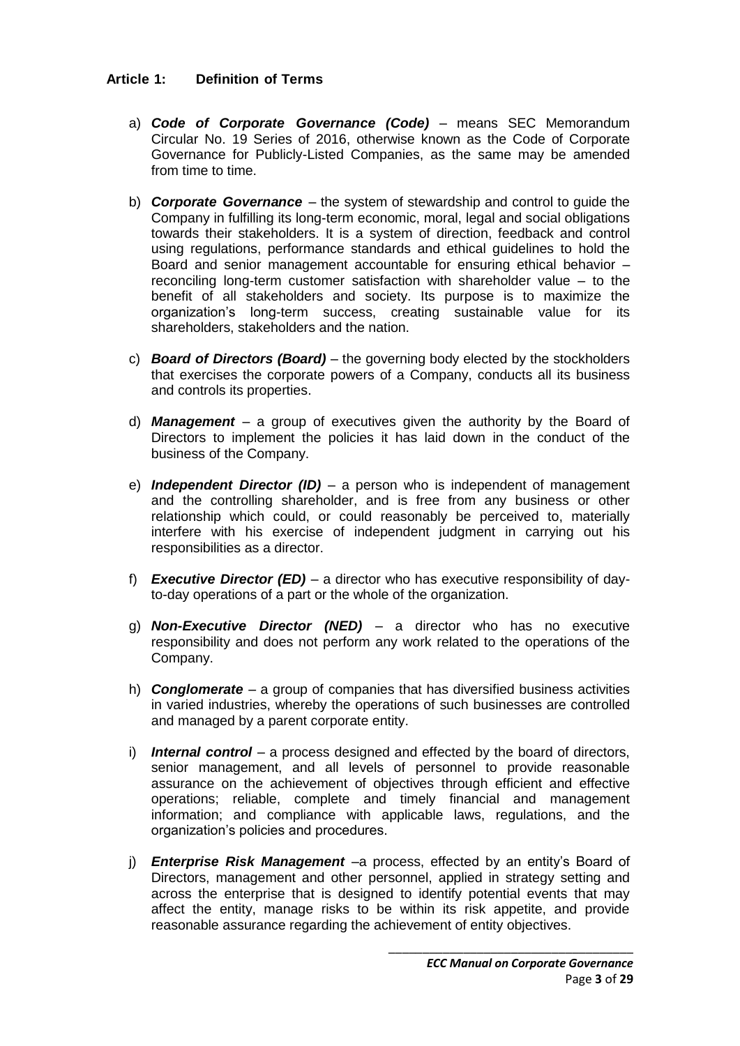### Article 1: Definition of Terms

a) ***Code of Corporate Governance (Code)*** – means SEC Memorandum Circular No. 19 Series of 2016, otherwise known as the Code of Corporate Governance for Publicly-Listed Companies, as the same may be amended from time to time.

b) ***Corporate Governance*** – the system of stewardship and control to guide the Company in fulfilling its long-term economic, moral, legal and social obligations towards their stakeholders. It is a system of direction, feedback and control using regulations, performance standards and ethical guidelines to hold the Board and senior management accountable for ensuring ethical behavior – reconciling long-term customer satisfaction with shareholder value – to the benefit of all stakeholders and society. Its purpose is to maximize the organization's long-term success, creating sustainable value for its shareholders, stakeholders and the nation.

c) ***Board of Directors (Board)*** – the governing body elected by the stockholders that exercises the corporate powers of a Company, conducts all its business and controls its properties.

d) ***Management*** – a group of executives given the authority by the Board of Directors to implement the policies it has laid down in the conduct of the business of the Company.

e) ***Independent Director (ID)*** – a person who is independent of management and the controlling shareholder, and is free from any business or other relationship which could, or could reasonably be perceived to, materially interfere with his exercise of independent judgment in carrying out his responsibilities as a director.

f) ***Executive Director (ED)*** – a director who has executive responsibility of day-to-day operations of a part or the whole of the organization.

g) ***Non-Executive Director (NED)*** – a director who has no executive responsibility and does not perform any work related to the operations of the Company.

h) ***Conglomerate*** – a group of companies that has diversified business activities in varied industries, whereby the operations of such businesses are controlled and managed by a parent corporate entity.

i) ***Internal control*** – a process designed and effected by the board of directors, senior management, and all levels of personnel to provide reasonable assurance on the achievement of objectives through efficient and effective operations; reliable, complete and timely financial and management information; and compliance with applicable laws, regulations, and the organization's policies and procedures.

j) ***Enterprise Risk Management*** –a process, effected by an entity's Board of Directors, management and other personnel, applied in strategy setting and across the enterprise that is designed to identify potential events that may affect the entity, manage risks to be within its risk appetite, and provide reasonable assurance regarding the achievement of entity objectives.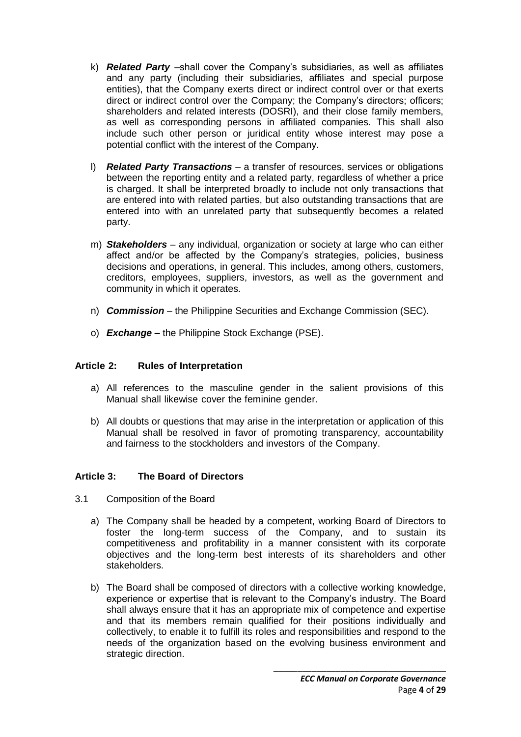k) ***Related Party*** –shall cover the Company's subsidiaries, as well as affiliates and any party (including their subsidiaries, affiliates and special purpose entities), that the Company exerts direct or indirect control over or that exerts direct or indirect control over the Company; the Company's directors; officers; shareholders and related interests (DOSRI), and their close family members, as well as corresponding persons in affiliated companies. This shall also include such other person or juridical entity whose interest may pose a potential conflict with the interest of the Company.

l) ***Related Party Transactions*** – a transfer of resources, services or obligations between the reporting entity and a related party, regardless of whether a price is charged. It shall be interpreted broadly to include not only transactions that are entered into with related parties, but also outstanding transactions that are entered into with an unrelated party that subsequently becomes a related party.

m) ***Stakeholders*** – any individual, organization or society at large who can either affect and/or be affected by the Company's strategies, policies, business decisions and operations, in general. This includes, among others, customers, creditors, employees, suppliers, investors, as well as the government and community in which it operates.

n) ***Commission*** – the Philippine Securities and Exchange Commission (SEC).

o) ***Exchange*** **–** the Philippine Stock Exchange (PSE).

## Article 2: Rules of Interpretation

a) All references to the masculine gender in the salient provisions of this Manual shall likewise cover the feminine gender.

b) All doubts or questions that may arise in the interpretation or application of this Manual shall be resolved in favor of promoting transparency, accountability and fairness to the stockholders and investors of the Company.

## Article 3: The Board of Directors

3.1 Composition of the Board

a) The Company shall be headed by a competent, working Board of Directors to foster the long-term success of the Company, and to sustain its competitiveness and profitability in a manner consistent with its corporate objectives and the long-term best interests of its shareholders and other stakeholders.

b) The Board shall be composed of directors with a collective working knowledge, experience or expertise that is relevant to the Company's industry. The Board shall always ensure that it has an appropriate mix of competence and expertise and that its members remain qualified for their positions individually and collectively, to enable it to fulfill its roles and responsibilities and respond to the needs of the organization based on the evolving business environment and strategic direction.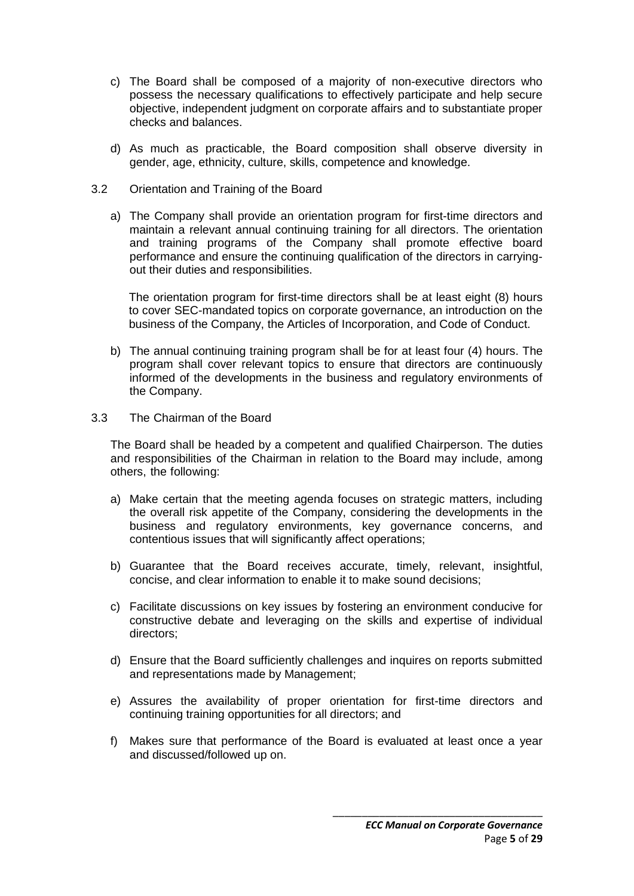c) The Board shall be composed of a majority of non-executive directors who possess the necessary qualifications to effectively participate and help secure objective, independent judgment on corporate affairs and to substantiate proper checks and balances.

d) As much as practicable, the Board composition shall observe diversity in gender, age, ethnicity, culture, skills, competence and knowledge.

3.2 Orientation and Training of the Board

a) The Company shall provide an orientation program for first-time directors and maintain a relevant annual continuing training for all directors. The orientation and training programs of the Company shall promote effective board performance and ensure the continuing qualification of the directors in carrying-out their duties and responsibilities.

The orientation program for first-time directors shall be at least eight (8) hours to cover SEC-mandated topics on corporate governance, an introduction on the business of the Company, the Articles of Incorporation, and Code of Conduct.

b) The annual continuing training program shall be for at least four (4) hours. The program shall cover relevant topics to ensure that directors are continuously informed of the developments in the business and regulatory environments of the Company.

3.3 The Chairman of the Board

The Board shall be headed by a competent and qualified Chairperson. The duties and responsibilities of the Chairman in relation to the Board may include, among others, the following:

a) Make certain that the meeting agenda focuses on strategic matters, including the overall risk appetite of the Company, considering the developments in the business and regulatory environments, key governance concerns, and contentious issues that will significantly affect operations;

b) Guarantee that the Board receives accurate, timely, relevant, insightful, concise, and clear information to enable it to make sound decisions;

c) Facilitate discussions on key issues by fostering an environment conducive for constructive debate and leveraging on the skills and expertise of individual directors;

d) Ensure that the Board sufficiently challenges and inquires on reports submitted and representations made by Management;

e) Assures the availability of proper orientation for first-time directors and continuing training opportunities for all directors; and

f) Makes sure that performance of the Board is evaluated at least once a year and discussed/followed up on.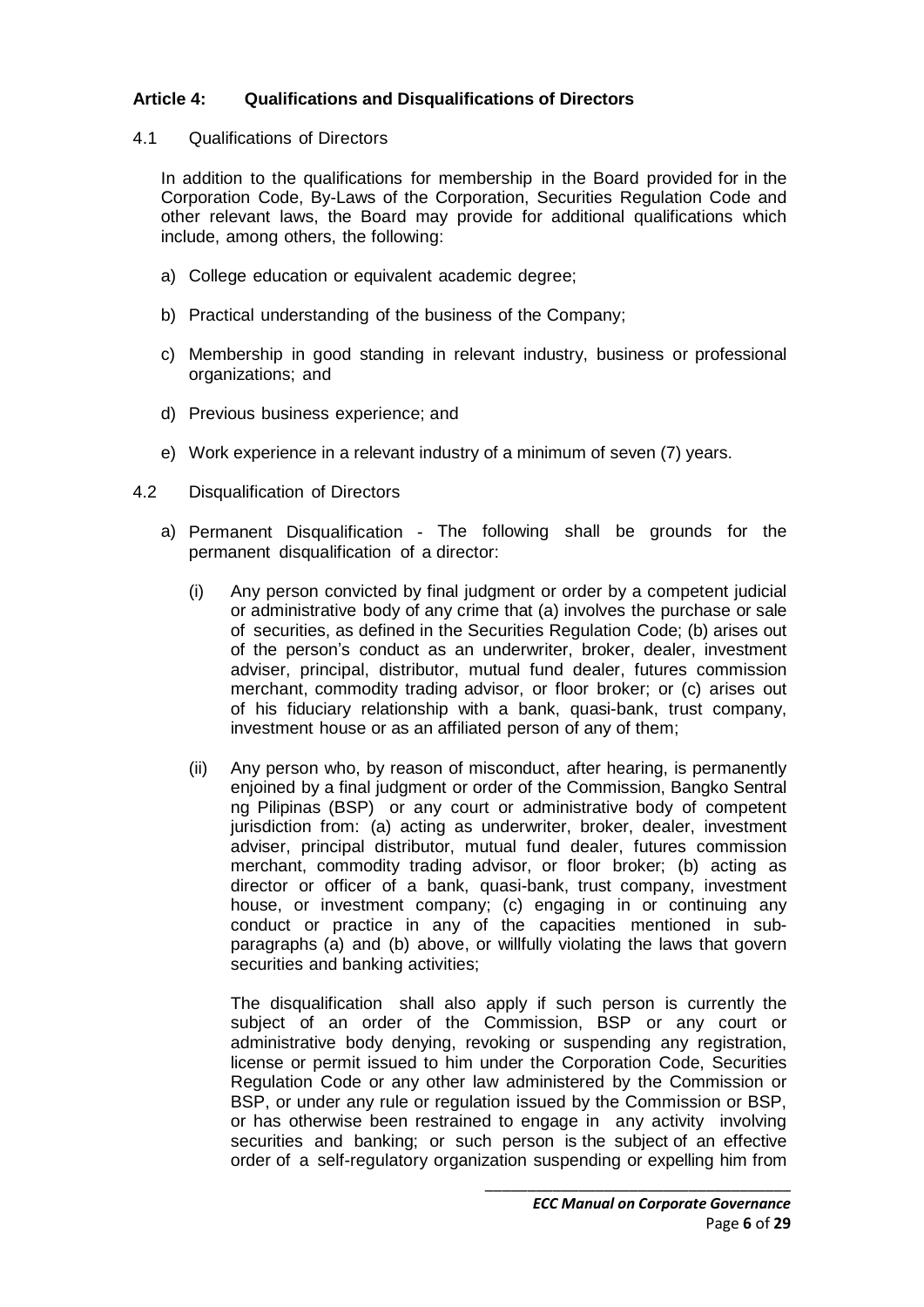## Article 4: Qualifications and Disqualifications of Directors

4.1 Qualifications of Directors

In addition to the qualifications for membership in the Board provided for in the Corporation Code, By-Laws of the Corporation, Securities Regulation Code and other relevant laws, the Board may provide for additional qualifications which include, among others, the following:

a) College education or equivalent academic degree;

b) Practical understanding of the business of the Company;

c) Membership in good standing in relevant industry, business or professional organizations; and

d) Previous business experience; and

e) Work experience in a relevant industry of a minimum of seven (7) years.

4.2 Disqualification of Directors

a) Permanent Disqualification - The following shall be grounds for the permanent disqualification of a director:

(i) Any person convicted by final judgment or order by a competent judicial or administrative body of any crime that (a) involves the purchase or sale of securities, as defined in the Securities Regulation Code; (b) arises out of the person's conduct as an underwriter, broker, dealer, investment adviser, principal, distributor, mutual fund dealer, futures commission merchant, commodity trading advisor, or floor broker; or (c) arises out of his fiduciary relationship with a bank, quasi-bank, trust company, investment house or as an affiliated person of any of them;

(ii) Any person who, by reason of misconduct, after hearing, is permanently enjoined by a final judgment or order of the Commission, Bangko Sentral ng Pilipinas (BSP) or any court or administrative body of competent jurisdiction from: (a) acting as underwriter, broker, dealer, investment adviser, principal distributor, mutual fund dealer, futures commission merchant, commodity trading advisor, or floor broker; (b) acting as director or officer of a bank, quasi-bank, trust company, investment house, or investment company; (c) engaging in or continuing any conduct or practice in any of the capacities mentioned in sub-paragraphs (a) and (b) above, or willfully violating the laws that govern securities and banking activities;

The disqualification shall also apply if such person is currently the subject of an order of the Commission, BSP or any court or administrative body denying, revoking or suspending any registration, license or permit issued to him under the Corporation Code, Securities Regulation Code or any other law administered by the Commission or BSP, or under any rule or regulation issued by the Commission or BSP, or has otherwise been restrained to engage in any activity involving securities and banking; or such person is the subject of an effective order of a self-regulatory organization suspending or expelling him from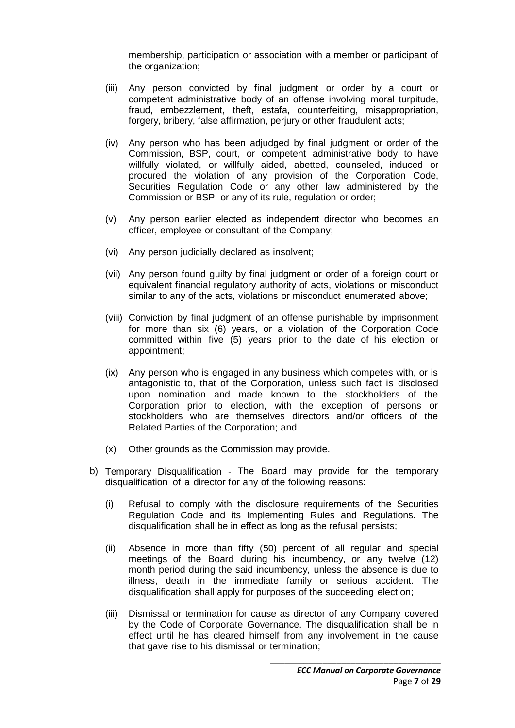membership, participation or association with a member or participant of the organization;

(iii) Any person convicted by final judgment or order by a court or competent administrative body of an offense involving moral turpitude, fraud, embezzlement, theft, estafa, counterfeiting, misappropriation, forgery, bribery, false affirmation, perjury or other fraudulent acts;

(iv) Any person who has been adjudged by final judgment or order of the Commission, BSP, court, or competent administrative body to have willfully violated, or willfully aided, abetted, counseled, induced or procured the violation of any provision of the Corporation Code, Securities Regulation Code or any other law administered by the Commission or BSP, or any of its rule, regulation or order;

(v) Any person earlier elected as independent director who becomes an officer, employee or consultant of the Company;

(vi) Any person judicially declared as insolvent;

(vii) Any person found guilty by final judgment or order of a foreign court or equivalent financial regulatory authority of acts, violations or misconduct similar to any of the acts, violations or misconduct enumerated above;

(viii) Conviction by final judgment of an offense punishable by imprisonment for more than six (6) years, or a violation of the Corporation Code committed within five (5) years prior to the date of his election or appointment;

(ix) Any person who is engaged in any business which competes with, or is antagonistic to, that of the Corporation, unless such fact is disclosed upon nomination and made known to the stockholders of the Corporation prior to election, with the exception of persons or stockholders who are themselves directors and/or officers of the Related Parties of the Corporation; and

(x) Other grounds as the Commission may provide.

b) Temporary Disqualification - The Board may provide for the temporary disqualification of a director for any of the following reasons:

(i) Refusal to comply with the disclosure requirements of the Securities Regulation Code and its Implementing Rules and Regulations. The disqualification shall be in effect as long as the refusal persists;

(ii) Absence in more than fifty (50) percent of all regular and special meetings of the Board during his incumbency, or any twelve (12) month period during the said incumbency, unless the absence is due to illness, death in the immediate family or serious accident. The disqualification shall apply for purposes of the succeeding election;

(iii) Dismissal or termination for cause as director of any Company covered by the Code of Corporate Governance. The disqualification shall be in effect until he has cleared himself from any involvement in the cause that gave rise to his dismissal or termination;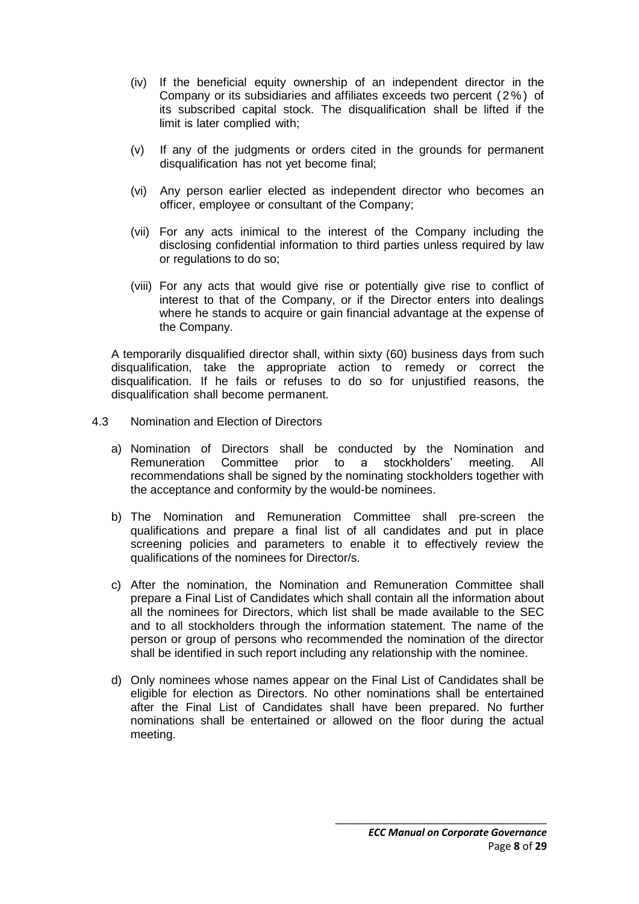(iv) If the beneficial equity ownership of an independent director in the Company or its subsidiaries and affiliates exceeds two percent (2%) of its subscribed capital stock. The disqualification shall be lifted if the limit is later complied with;

(v) If any of the judgments or orders cited in the grounds for permanent disqualification has not yet become final;

(vi) Any person earlier elected as independent director who becomes an officer, employee or consultant of the Company;

(vii) For any acts inimical to the interest of the Company including the disclosing confidential information to third parties unless required by law or regulations to do so;

(viii) For any acts that would give rise or potentially give rise to conflict of interest to that of the Company, or if the Director enters into dealings where he stands to acquire or gain financial advantage at the expense of the Company.

A temporarily disqualified director shall, within sixty (60) business days from such disqualification, take the appropriate action to remedy or correct the disqualification. If he fails or refuses to do so for unjustified reasons, the disqualification shall become permanent.

4.3 Nomination and Election of Directors

a) Nomination of Directors shall be conducted by the Nomination and Remuneration Committee prior to a stockholders' meeting. All recommendations shall be signed by the nominating stockholders together with the acceptance and conformity by the would-be nominees.

b) The Nomination and Remuneration Committee shall pre-screen the qualifications and prepare a final list of all candidates and put in place screening policies and parameters to enable it to effectively review the qualifications of the nominees for Director/s.

c) After the nomination, the Nomination and Remuneration Committee shall prepare a Final List of Candidates which shall contain all the information about all the nominees for Directors, which list shall be made available to the SEC and to all stockholders through the information statement. The name of the person or group of persons who recommended the nomination of the director shall be identified in such report including any relationship with the nominee.

d) Only nominees whose names appear on the Final List of Candidates shall be eligible for election as Directors. No other nominations shall be entertained after the Final List of Candidates shall have been prepared. No further nominations shall be entertained or allowed on the floor during the actual meeting.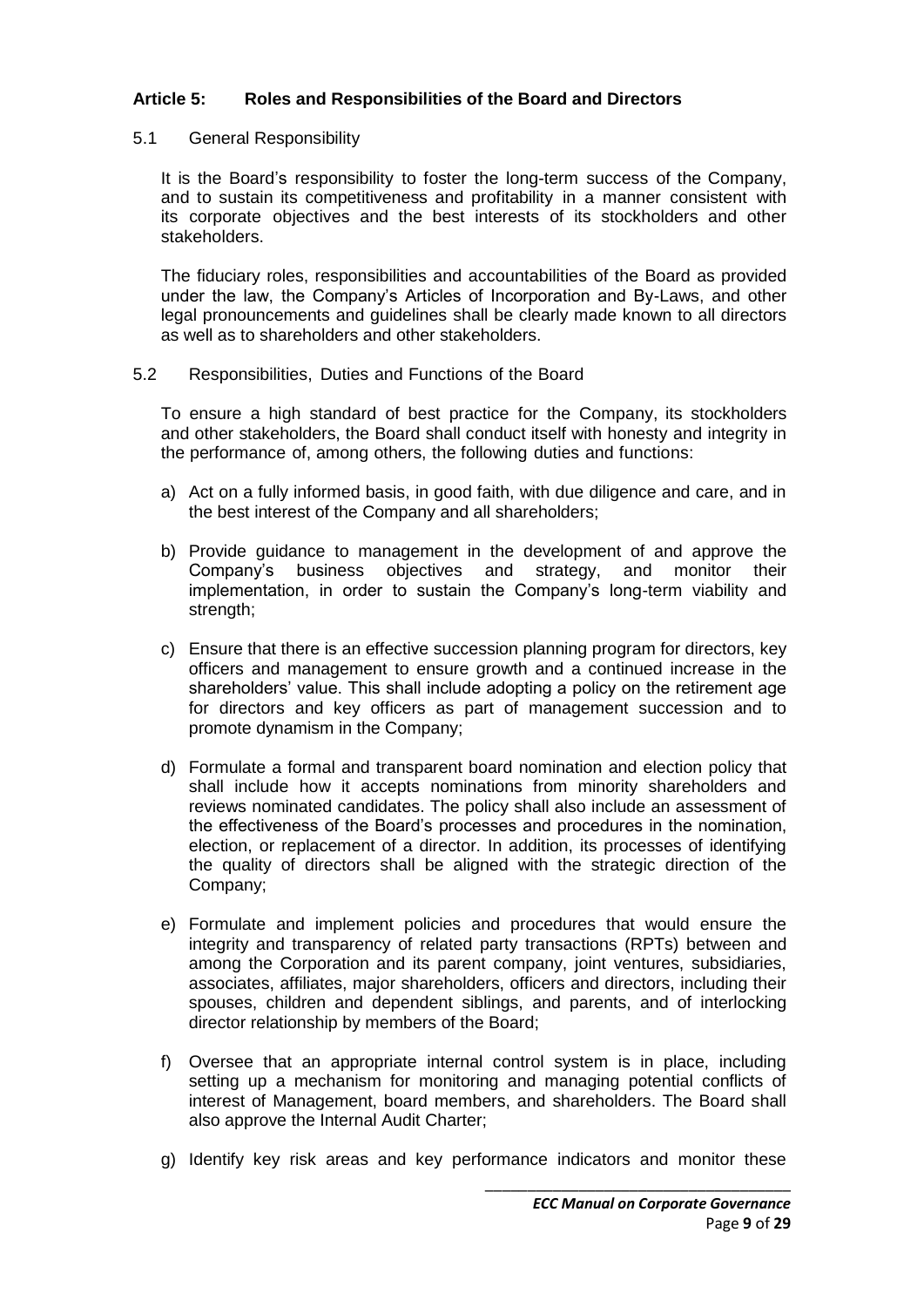## Article 5: Roles and Responsibilities of the Board and Directors

### 5.1 General Responsibility

It is the Board's responsibility to foster the long-term success of the Company, and to sustain its competitiveness and profitability in a manner consistent with its corporate objectives and the best interests of its stockholders and other stakeholders.

The fiduciary roles, responsibilities and accountabilities of the Board as provided under the law, the Company's Articles of Incorporation and By-Laws, and other legal pronouncements and guidelines shall be clearly made known to all directors as well as to shareholders and other stakeholders.

### 5.2 Responsibilities, Duties and Functions of the Board

To ensure a high standard of best practice for the Company, its stockholders and other stakeholders, the Board shall conduct itself with honesty and integrity in the performance of, among others, the following duties and functions:

a) Act on a fully informed basis, in good faith, with due diligence and care, and in the best interest of the Company and all shareholders;

b) Provide guidance to management in the development of and approve the Company's business objectives and strategy, and monitor their implementation, in order to sustain the Company's long-term viability and strength;

c) Ensure that there is an effective succession planning program for directors, key officers and management to ensure growth and a continued increase in the shareholders' value. This shall include adopting a policy on the retirement age for directors and key officers as part of management succession and to promote dynamism in the Company;

d) Formulate a formal and transparent board nomination and election policy that shall include how it accepts nominations from minority shareholders and reviews nominated candidates. The policy shall also include an assessment of the effectiveness of the Board's processes and procedures in the nomination, election, or replacement of a director. In addition, its processes of identifying the quality of directors shall be aligned with the strategic direction of the Company;

e) Formulate and implement policies and procedures that would ensure the integrity and transparency of related party transactions (RPTs) between and among the Corporation and its parent company, joint ventures, subsidiaries, associates, affiliates, major shareholders, officers and directors, including their spouses, children and dependent siblings, and parents, and of interlocking director relationship by members of the Board;

f) Oversee that an appropriate internal control system is in place, including setting up a mechanism for monitoring and managing potential conflicts of interest of Management, board members, and shareholders. The Board shall also approve the Internal Audit Charter;

g) Identify key risk areas and key performance indicators and monitor these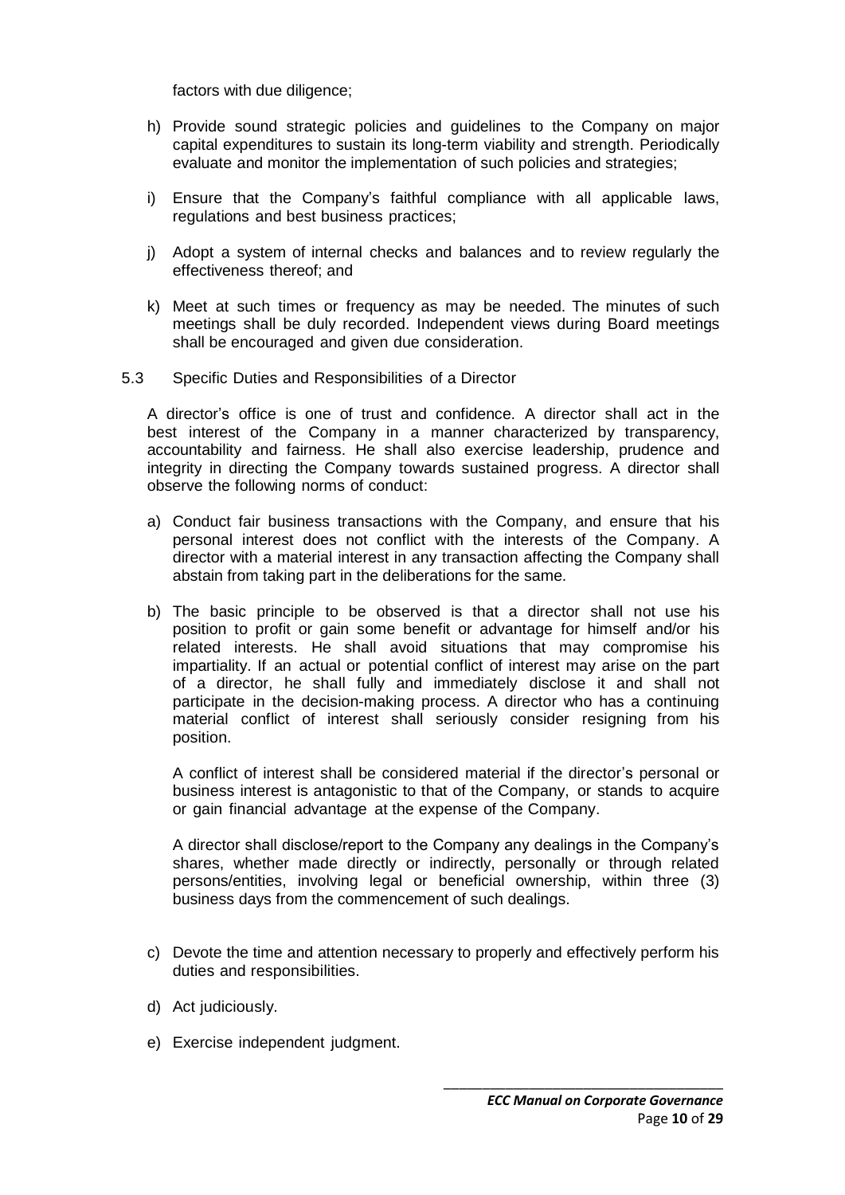factors with due diligence;

h) Provide sound strategic policies and guidelines to the Company on major capital expenditures to sustain its long-term viability and strength. Periodically evaluate and monitor the implementation of such policies and strategies;

i) Ensure that the Company's faithful compliance with all applicable laws, regulations and best business practices;

j) Adopt a system of internal checks and balances and to review regularly the effectiveness thereof; and

k) Meet at such times or frequency as may be needed. The minutes of such meetings shall be duly recorded. Independent views during Board meetings shall be encouraged and given due consideration.

5.3 Specific Duties and Responsibilities of a Director

A director's office is one of trust and confidence. A director shall act in the best interest of the Company in a manner characterized by transparency, accountability and fairness. He shall also exercise leadership, prudence and integrity in directing the Company towards sustained progress. A director shall observe the following norms of conduct:

a) Conduct fair business transactions with the Company, and ensure that his personal interest does not conflict with the interests of the Company. A director with a material interest in any transaction affecting the Company shall abstain from taking part in the deliberations for the same.

b) The basic principle to be observed is that a director shall not use his position to profit or gain some benefit or advantage for himself and/or his related interests. He shall avoid situations that may compromise his impartiality. If an actual or potential conflict of interest may arise on the part of a director, he shall fully and immediately disclose it and shall not participate in the decision-making process. A director who has a continuing material conflict of interest shall seriously consider resigning from his position.

   A conflict of interest shall be considered material if the director's personal or business interest is antagonistic to that of the Company, or stands to acquire or gain financial advantage at the expense of the Company.

   A director shall disclose/report to the Company any dealings in the Company's shares, whether made directly or indirectly, personally or through related persons/entities, involving legal or beneficial ownership, within three (3) business days from the commencement of such dealings.

c) Devote the time and attention necessary to properly and effectively perform his duties and responsibilities.

d) Act judiciously.

e) Exercise independent judgment.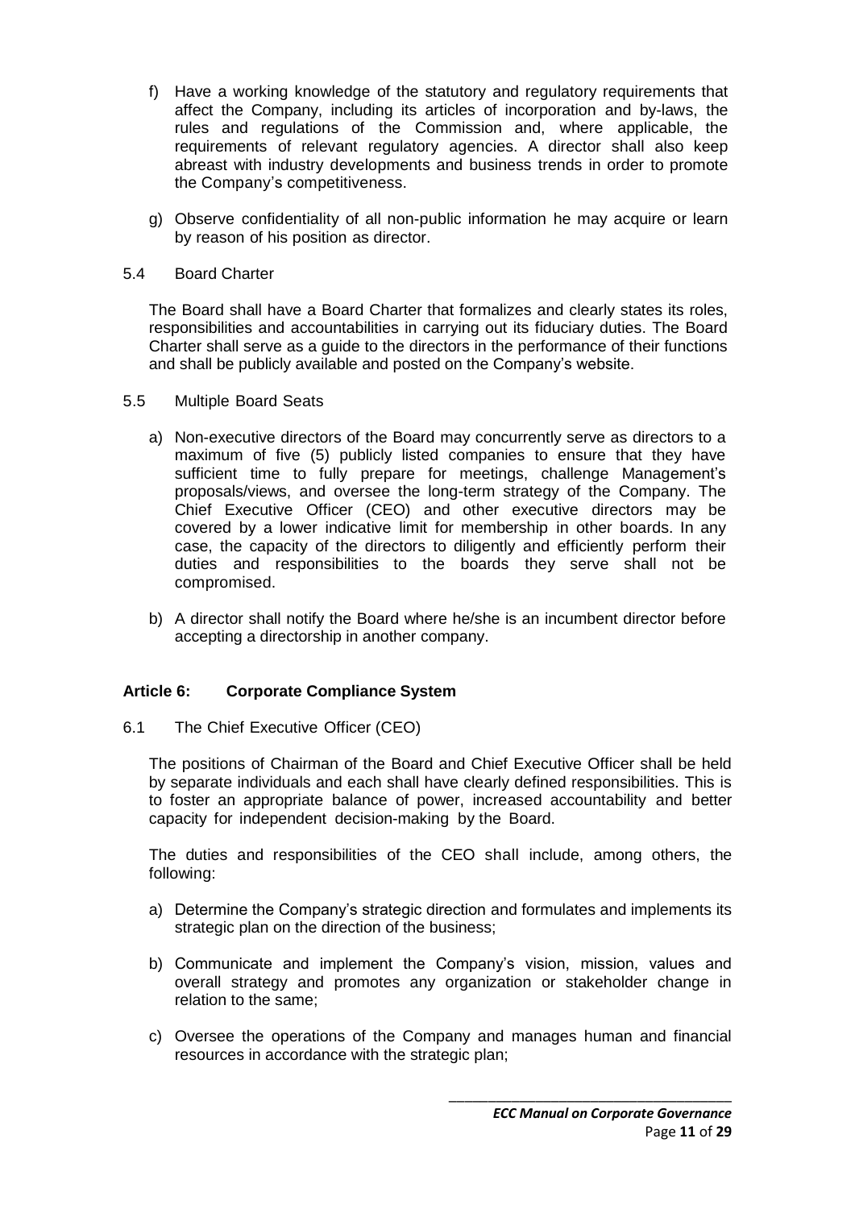f) Have a working knowledge of the statutory and regulatory requirements that affect the Company, including its articles of incorporation and by-laws, the rules and regulations of the Commission and, where applicable, the requirements of relevant regulatory agencies. A director shall also keep abreast with industry developments and business trends in order to promote the Company's competitiveness.

g) Observe confidentiality of all non-public information he may acquire or learn by reason of his position as director.

5.4 Board Charter

The Board shall have a Board Charter that formalizes and clearly states its roles, responsibilities and accountabilities in carrying out its fiduciary duties. The Board Charter shall serve as a guide to the directors in the performance of their functions and shall be publicly available and posted on the Company's website.

5.5 Multiple Board Seats

a) Non-executive directors of the Board may concurrently serve as directors to a maximum of five (5) publicly listed companies to ensure that they have sufficient time to fully prepare for meetings, challenge Management's proposals/views, and oversee the long-term strategy of the Company. The Chief Executive Officer (CEO) and other executive directors may be covered by a lower indicative limit for membership in other boards. In any case, the capacity of the directors to diligently and efficiently perform their duties and responsibilities to the boards they serve shall not be compromised.

b) A director shall notify the Board where he/she is an incumbent director before accepting a directorship in another company.

## Article 6: Corporate Compliance System

6.1 The Chief Executive Officer (CEO)

The positions of Chairman of the Board and Chief Executive Officer shall be held by separate individuals and each shall have clearly defined responsibilities. This is to foster an appropriate balance of power, increased accountability and better capacity for independent decision-making by the Board.

The duties and responsibilities of the CEO shall include, among others, the following:

a) Determine the Company's strategic direction and formulates and implements its strategic plan on the direction of the business;

b) Communicate and implement the Company's vision, mission, values and overall strategy and promotes any organization or stakeholder change in relation to the same;

c) Oversee the operations of the Company and manages human and financial resources in accordance with the strategic plan;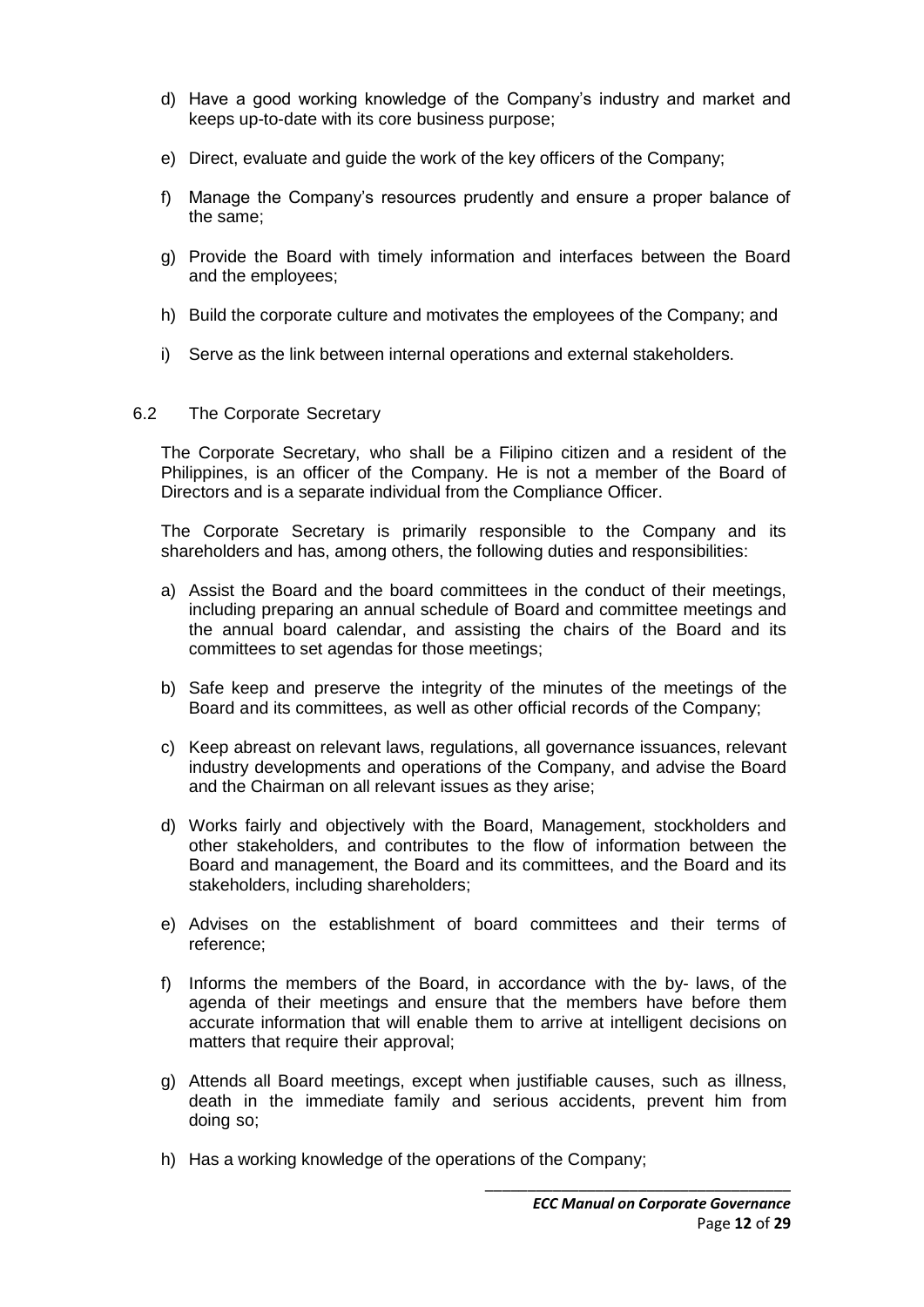d) Have a good working knowledge of the Company's industry and market and keeps up-to-date with its core business purpose;

e) Direct, evaluate and guide the work of the key officers of the Company;

f) Manage the Company's resources prudently and ensure a proper balance of the same;

g) Provide the Board with timely information and interfaces between the Board and the employees;

h) Build the corporate culture and motivates the employees of the Company; and

i) Serve as the link between internal operations and external stakeholders.

### 6.2 The Corporate Secretary

The Corporate Secretary, who shall be a Filipino citizen and a resident of the Philippines, is an officer of the Company. He is not a member of the Board of Directors and is a separate individual from the Compliance Officer.

The Corporate Secretary is primarily responsible to the Company and its shareholders and has, among others, the following duties and responsibilities:

a) Assist the Board and the board committees in the conduct of their meetings, including preparing an annual schedule of Board and committee meetings and the annual board calendar, and assisting the chairs of the Board and its committees to set agendas for those meetings;

b) Safe keep and preserve the integrity of the minutes of the meetings of the Board and its committees, as well as other official records of the Company;

c) Keep abreast on relevant laws, regulations, all governance issuances, relevant industry developments and operations of the Company, and advise the Board and the Chairman on all relevant issues as they arise;

d) Works fairly and objectively with the Board, Management, stockholders and other stakeholders, and contributes to the flow of information between the Board and management, the Board and its committees, and the Board and its stakeholders, including shareholders;

e) Advises on the establishment of board committees and their terms of reference;

f) Informs the members of the Board, in accordance with the by- laws, of the agenda of their meetings and ensure that the members have before them accurate information that will enable them to arrive at intelligent decisions on matters that require their approval;

g) Attends all Board meetings, except when justifiable causes, such as illness, death in the immediate family and serious accidents, prevent him from doing so;

h) Has a working knowledge of the operations of the Company;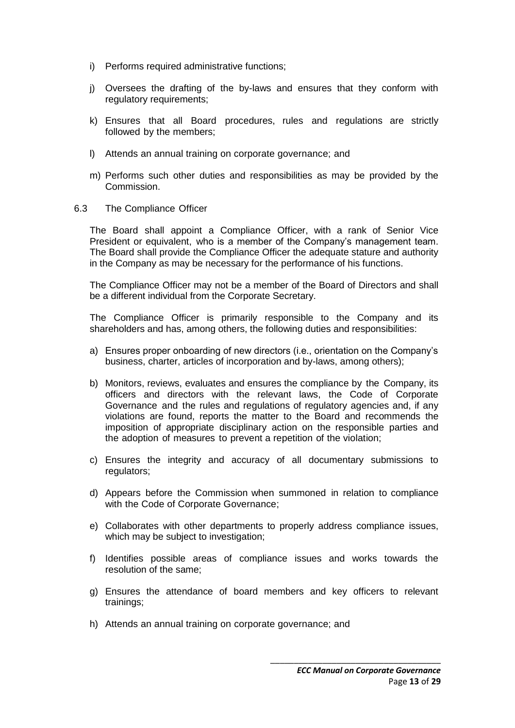i) Performs required administrative functions;

j) Oversees the drafting of the by-laws and ensures that they conform with regulatory requirements;

k) Ensures that all Board procedures, rules and regulations are strictly followed by the members;

l) Attends an annual training on corporate governance; and

m) Performs such other duties and responsibilities as may be provided by the Commission.

### 6.3 The Compliance Officer

The Board shall appoint a Compliance Officer, with a rank of Senior Vice President or equivalent, who is a member of the Company's management team. The Board shall provide the Compliance Officer the adequate stature and authority in the Company as may be necessary for the performance of his functions.

The Compliance Officer may not be a member of the Board of Directors and shall be a different individual from the Corporate Secretary.

The Compliance Officer is primarily responsible to the Company and its shareholders and has, among others, the following duties and responsibilities:

a) Ensures proper onboarding of new directors (i.e., orientation on the Company's business, charter, articles of incorporation and by-laws, among others);

b) Monitors, reviews, evaluates and ensures the compliance by the Company, its officers and directors with the relevant laws, the Code of Corporate Governance and the rules and regulations of regulatory agencies and, if any violations are found, reports the matter to the Board and recommends the imposition of appropriate disciplinary action on the responsible parties and the adoption of measures to prevent a repetition of the violation;

c) Ensures the integrity and accuracy of all documentary submissions to regulators;

d) Appears before the Commission when summoned in relation to compliance with the Code of Corporate Governance;

e) Collaborates with other departments to properly address compliance issues, which may be subject to investigation;

f) Identifies possible areas of compliance issues and works towards the resolution of the same;

g) Ensures the attendance of board members and key officers to relevant trainings;

h) Attends an annual training on corporate governance; and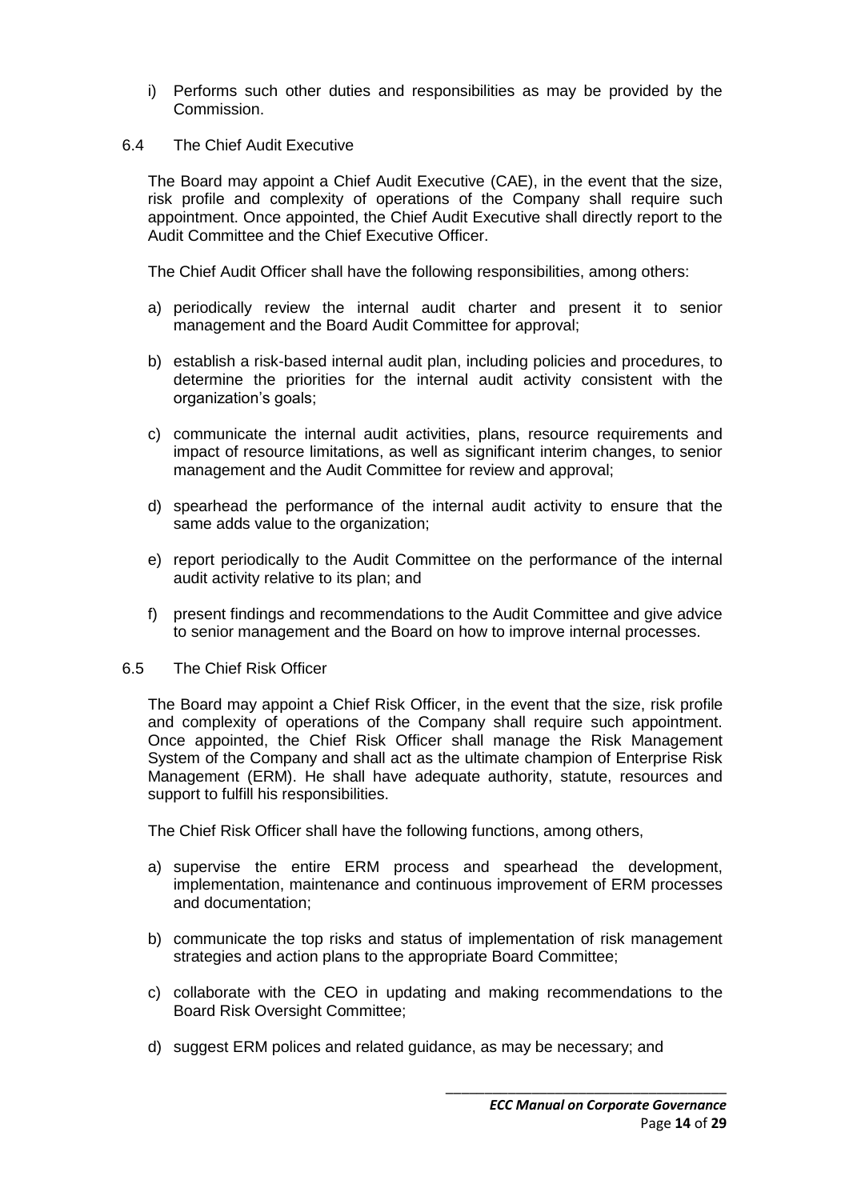i) Performs such other duties and responsibilities as may be provided by the Commission.

### 6.4 The Chief Audit Executive

The Board may appoint a Chief Audit Executive (CAE), in the event that the size, risk profile and complexity of operations of the Company shall require such appointment. Once appointed, the Chief Audit Executive shall directly report to the Audit Committee and the Chief Executive Officer.

The Chief Audit Officer shall have the following responsibilities, among others:

a) periodically review the internal audit charter and present it to senior management and the Board Audit Committee for approval;

b) establish a risk-based internal audit plan, including policies and procedures, to determine the priorities for the internal audit activity consistent with the organization's goals;

c) communicate the internal audit activities, plans, resource requirements and impact of resource limitations, as well as significant interim changes, to senior management and the Audit Committee for review and approval;

d) spearhead the performance of the internal audit activity to ensure that the same adds value to the organization;

e) report periodically to the Audit Committee on the performance of the internal audit activity relative to its plan; and

f) present findings and recommendations to the Audit Committee and give advice to senior management and the Board on how to improve internal processes.

### 6.5 The Chief Risk Officer

The Board may appoint a Chief Risk Officer, in the event that the size, risk profile and complexity of operations of the Company shall require such appointment. Once appointed, the Chief Risk Officer shall manage the Risk Management System of the Company and shall act as the ultimate champion of Enterprise Risk Management (ERM). He shall have adequate authority, statute, resources and support to fulfill his responsibilities.

The Chief Risk Officer shall have the following functions, among others,

a) supervise the entire ERM process and spearhead the development, implementation, maintenance and continuous improvement of ERM processes and documentation;

b) communicate the top risks and status of implementation of risk management strategies and action plans to the appropriate Board Committee;

c) collaborate with the CEO in updating and making recommendations to the Board Risk Oversight Committee;

d) suggest ERM polices and related guidance, as may be necessary; and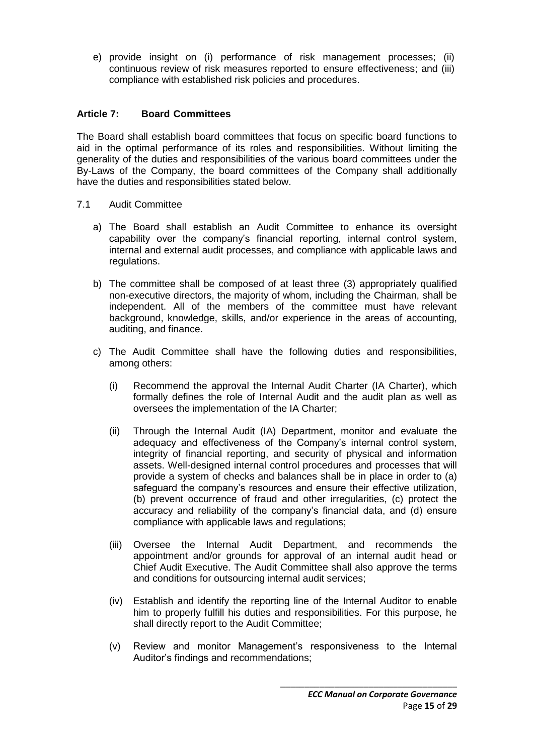e) provide insight on (i) performance of risk management processes; (ii) continuous review of risk measures reported to ensure effectiveness; and (iii) compliance with established risk policies and procedures.

### Article 7: Board Committees

The Board shall establish board committees that focus on specific board functions to aid in the optimal performance of its roles and responsibilities. Without limiting the generality of the duties and responsibilities of the various board committees under the By-Laws of the Company, the board committees of the Company shall additionally have the duties and responsibilities stated below.

7.1 Audit Committee

a) The Board shall establish an Audit Committee to enhance its oversight capability over the company's financial reporting, internal control system, internal and external audit processes, and compliance with applicable laws and regulations.

b) The committee shall be composed of at least three (3) appropriately qualified non-executive directors, the majority of whom, including the Chairman, shall be independent. All of the members of the committee must have relevant background, knowledge, skills, and/or experience in the areas of accounting, auditing, and finance.

c) The Audit Committee shall have the following duties and responsibilities, among others:

(i) Recommend the approval the Internal Audit Charter (IA Charter), which formally defines the role of Internal Audit and the audit plan as well as oversees the implementation of the IA Charter;

(ii) Through the Internal Audit (IA) Department, monitor and evaluate the adequacy and effectiveness of the Company's internal control system, integrity of financial reporting, and security of physical and information assets. Well-designed internal control procedures and processes that will provide a system of checks and balances shall be in place in order to (a) safeguard the company's resources and ensure their effective utilization, (b) prevent occurrence of fraud and other irregularities, (c) protect the accuracy and reliability of the company's financial data, and (d) ensure compliance with applicable laws and regulations;

(iii) Oversee the Internal Audit Department, and recommends the appointment and/or grounds for approval of an internal audit head or Chief Audit Executive. The Audit Committee shall also approve the terms and conditions for outsourcing internal audit services;

(iv) Establish and identify the reporting line of the Internal Auditor to enable him to properly fulfill his duties and responsibilities. For this purpose, he shall directly report to the Audit Committee;

(v) Review and monitor Management's responsiveness to the Internal Auditor's findings and recommendations;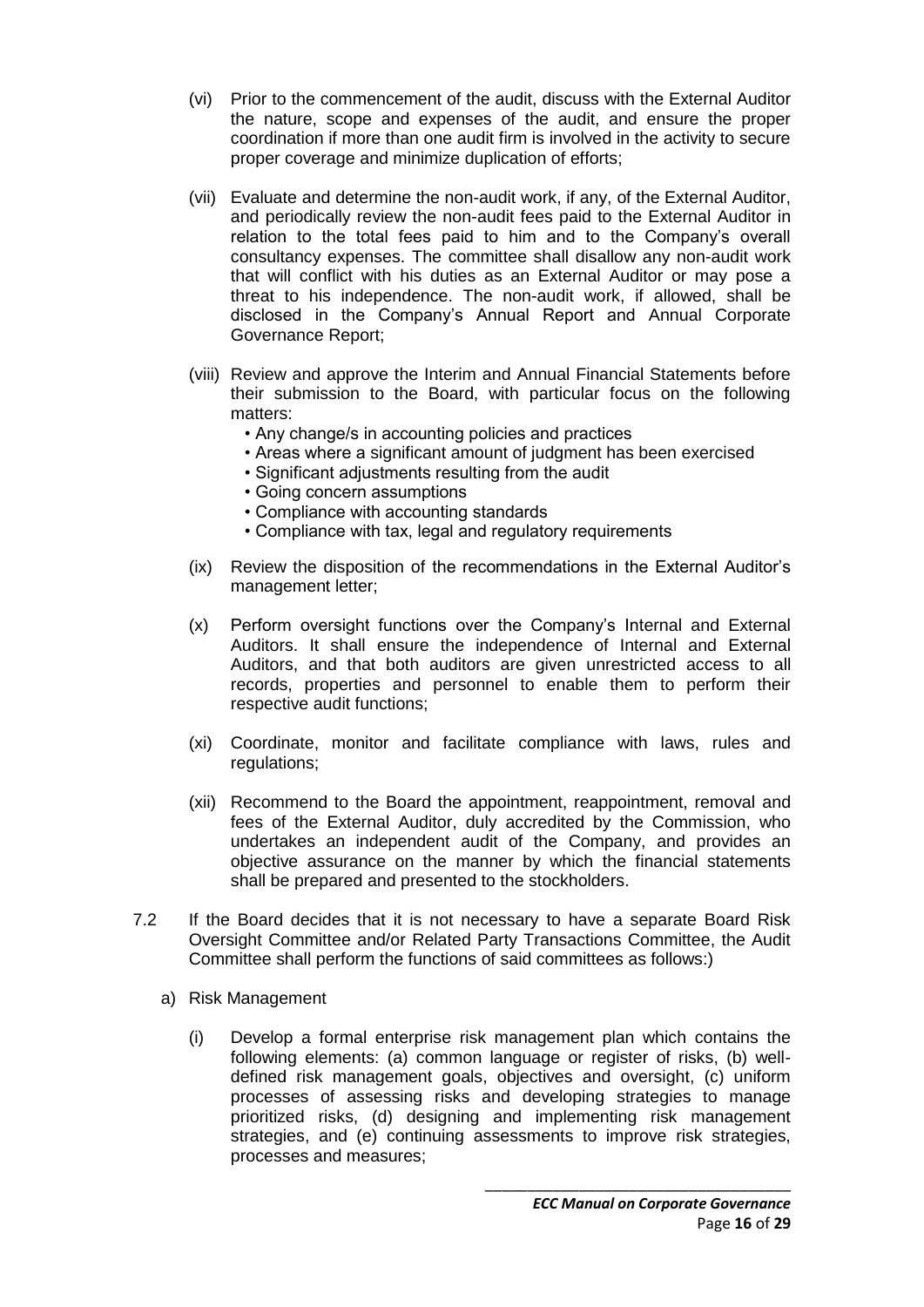(vi) Prior to the commencement of the audit, discuss with the External Auditor the nature, scope and expenses of the audit, and ensure the proper coordination if more than one audit firm is involved in the activity to secure proper coverage and minimize duplication of efforts;

(vii) Evaluate and determine the non-audit work, if any, of the External Auditor, and periodically review the non-audit fees paid to the External Auditor in relation to the total fees paid to him and to the Company's overall consultancy expenses. The committee shall disallow any non-audit work that will conflict with his duties as an External Auditor or may pose a threat to his independence. The non-audit work, if allowed, shall be disclosed in the Company's Annual Report and Annual Corporate Governance Report;

(viii) Review and approve the Interim and Annual Financial Statements before their submission to the Board, with particular focus on the following matters:

- Any change/s in accounting policies and practices
- Areas where a significant amount of judgment has been exercised
- Significant adjustments resulting from the audit
- Going concern assumptions
- Compliance with accounting standards
- Compliance with tax, legal and regulatory requirements

(ix) Review the disposition of the recommendations in the External Auditor's management letter;

(x) Perform oversight functions over the Company's Internal and External Auditors. It shall ensure the independence of Internal and External Auditors, and that both auditors are given unrestricted access to all records, properties and personnel to enable them to perform their respective audit functions;

(xi) Coordinate, monitor and facilitate compliance with laws, rules and regulations;

(xii) Recommend to the Board the appointment, reappointment, removal and fees of the External Auditor, duly accredited by the Commission, who undertakes an independent audit of the Company, and provides an objective assurance on the manner by which the financial statements shall be prepared and presented to the stockholders.

7.2 If the Board decides that it is not necessary to have a separate Board Risk Oversight Committee and/or Related Party Transactions Committee, the Audit Committee shall perform the functions of said committees as follows:)

a) Risk Management

(i) Develop a formal enterprise risk management plan which contains the following elements: (a) common language or register of risks, (b) well-defined risk management goals, objectives and oversight, (c) uniform processes of assessing risks and developing strategies to manage prioritized risks, (d) designing and implementing risk management strategies, and (e) continuing assessments to improve risk strategies, processes and measures;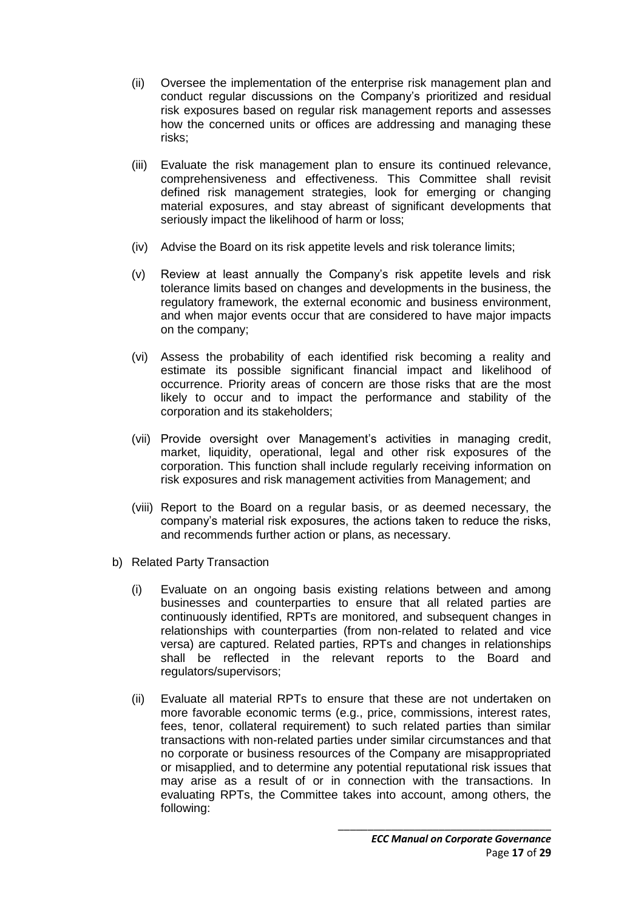(ii) Oversee the implementation of the enterprise risk management plan and conduct regular discussions on the Company's prioritized and residual risk exposures based on regular risk management reports and assesses how the concerned units or offices are addressing and managing these risks;

(iii) Evaluate the risk management plan to ensure its continued relevance, comprehensiveness and effectiveness. This Committee shall revisit defined risk management strategies, look for emerging or changing material exposures, and stay abreast of significant developments that seriously impact the likelihood of harm or loss;

(iv) Advise the Board on its risk appetite levels and risk tolerance limits;

(v) Review at least annually the Company's risk appetite levels and risk tolerance limits based on changes and developments in the business, the regulatory framework, the external economic and business environment, and when major events occur that are considered to have major impacts on the company;

(vi) Assess the probability of each identified risk becoming a reality and estimate its possible significant financial impact and likelihood of occurrence. Priority areas of concern are those risks that are the most likely to occur and to impact the performance and stability of the corporation and its stakeholders;

(vii) Provide oversight over Management's activities in managing credit, market, liquidity, operational, legal and other risk exposures of the corporation. This function shall include regularly receiving information on risk exposures and risk management activities from Management; and

(viii) Report to the Board on a regular basis, or as deemed necessary, the company's material risk exposures, the actions taken to reduce the risks, and recommends further action or plans, as necessary.

b) Related Party Transaction

(i) Evaluate on an ongoing basis existing relations between and among businesses and counterparties to ensure that all related parties are continuously identified, RPTs are monitored, and subsequent changes in relationships with counterparties (from non-related to related and vice versa) are captured. Related parties, RPTs and changes in relationships shall be reflected in the relevant reports to the Board and regulators/supervisors;

(ii) Evaluate all material RPTs to ensure that these are not undertaken on more favorable economic terms (e.g., price, commissions, interest rates, fees, tenor, collateral requirement) to such related parties than similar transactions with non-related parties under similar circumstances and that no corporate or business resources of the Company are misappropriated or misapplied, and to determine any potential reputational risk issues that may arise as a result of or in connection with the transactions. In evaluating RPTs, the Committee takes into account, among others, the following: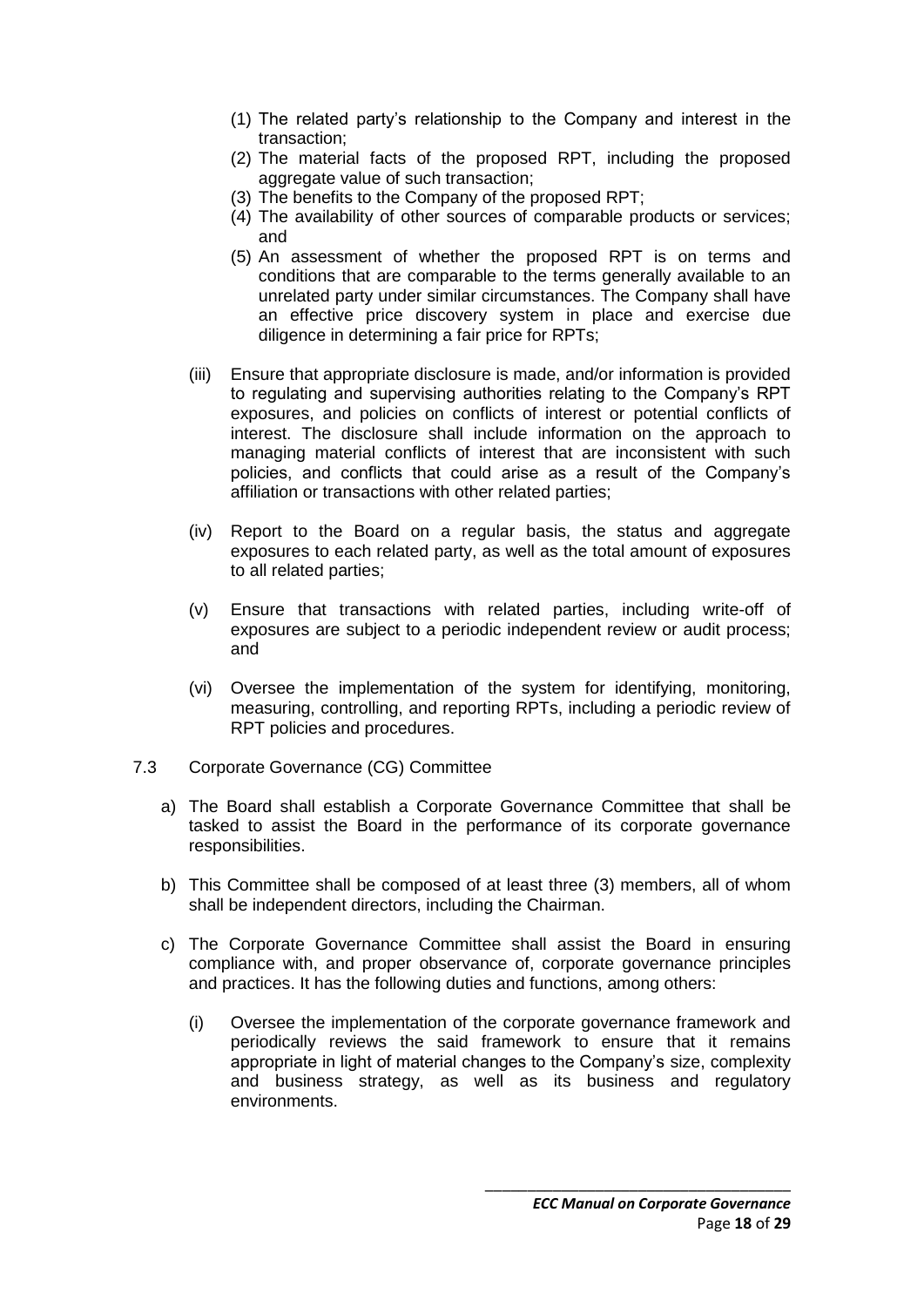(1) The related party's relationship to the Company and interest in the transaction;

(2) The material facts of the proposed RPT, including the proposed aggregate value of such transaction;

(3) The benefits to the Company of the proposed RPT;

(4) The availability of other sources of comparable products or services; and

(5) An assessment of whether the proposed RPT is on terms and conditions that are comparable to the terms generally available to an unrelated party under similar circumstances. The Company shall have an effective price discovery system in place and exercise due diligence in determining a fair price for RPTs;

(iii) Ensure that appropriate disclosure is made, and/or information is provided to regulating and supervising authorities relating to the Company's RPT exposures, and policies on conflicts of interest or potential conflicts of interest. The disclosure shall include information on the approach to managing material conflicts of interest that are inconsistent with such policies, and conflicts that could arise as a result of the Company's affiliation or transactions with other related parties;

(iv) Report to the Board on a regular basis, the status and aggregate exposures to each related party, as well as the total amount of exposures to all related parties;

(v) Ensure that transactions with related parties, including write-off of exposures are subject to a periodic independent review or audit process; and

(vi) Oversee the implementation of the system for identifying, monitoring, measuring, controlling, and reporting RPTs, including a periodic review of RPT policies and procedures.

7.3 Corporate Governance (CG) Committee

a) The Board shall establish a Corporate Governance Committee that shall be tasked to assist the Board in the performance of its corporate governance responsibilities.

b) This Committee shall be composed of at least three (3) members, all of whom shall be independent directors, including the Chairman.

c) The Corporate Governance Committee shall assist the Board in ensuring compliance with, and proper observance of, corporate governance principles and practices. It has the following duties and functions, among others:

(i) Oversee the implementation of the corporate governance framework and periodically reviews the said framework to ensure that it remains appropriate in light of material changes to the Company's size, complexity and business strategy, as well as its business and regulatory environments.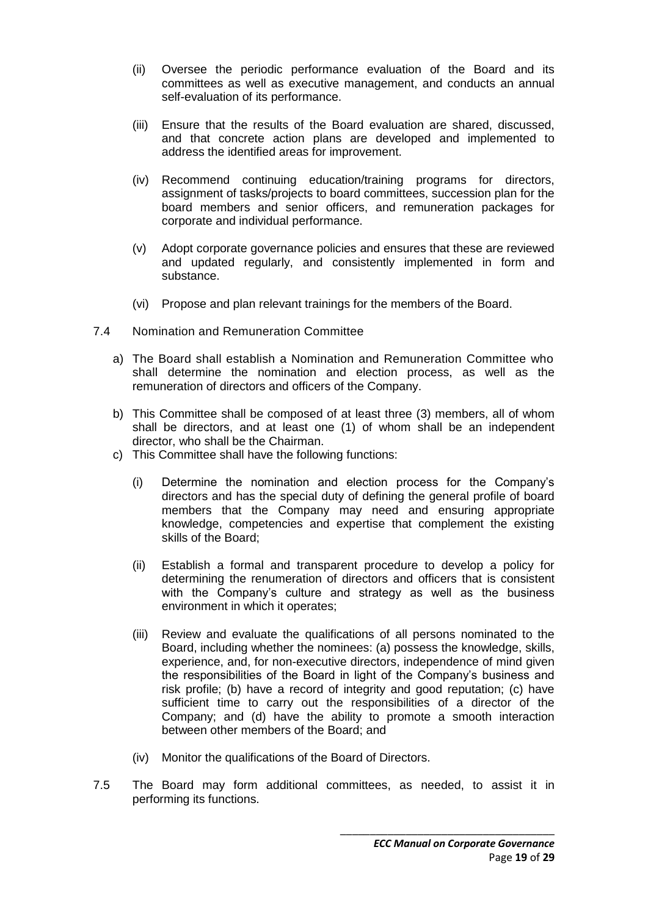(ii) Oversee the periodic performance evaluation of the Board and its committees as well as executive management, and conducts an annual self-evaluation of its performance.

(iii) Ensure that the results of the Board evaluation are shared, discussed, and that concrete action plans are developed and implemented to address the identified areas for improvement.

(iv) Recommend continuing education/training programs for directors, assignment of tasks/projects to board committees, succession plan for the board members and senior officers, and remuneration packages for corporate and individual performance.

(v) Adopt corporate governance policies and ensures that these are reviewed and updated regularly, and consistently implemented in form and substance.

(vi) Propose and plan relevant trainings for the members of the Board.

7.4 Nomination and Remuneration Committee

a) The Board shall establish a Nomination and Remuneration Committee who shall determine the nomination and election process, as well as the remuneration of directors and officers of the Company.

b) This Committee shall be composed of at least three (3) members, all of whom shall be directors, and at least one (1) of whom shall be an independent director, who shall be the Chairman.

c) This Committee shall have the following functions:

(i) Determine the nomination and election process for the Company's directors and has the special duty of defining the general profile of board members that the Company may need and ensuring appropriate knowledge, competencies and expertise that complement the existing skills of the Board;

(ii) Establish a formal and transparent procedure to develop a policy for determining the renumeration of directors and officers that is consistent with the Company's culture and strategy as well as the business environment in which it operates;

(iii) Review and evaluate the qualifications of all persons nominated to the Board, including whether the nominees: (a) possess the knowledge, skills, experience, and, for non-executive directors, independence of mind given the responsibilities of the Board in light of the Company's business and risk profile; (b) have a record of integrity and good reputation; (c) have sufficient time to carry out the responsibilities of a director of the Company; and (d) have the ability to promote a smooth interaction between other members of the Board; and

(iv) Monitor the qualifications of the Board of Directors.

7.5 The Board may form additional committees, as needed, to assist it in performing its functions.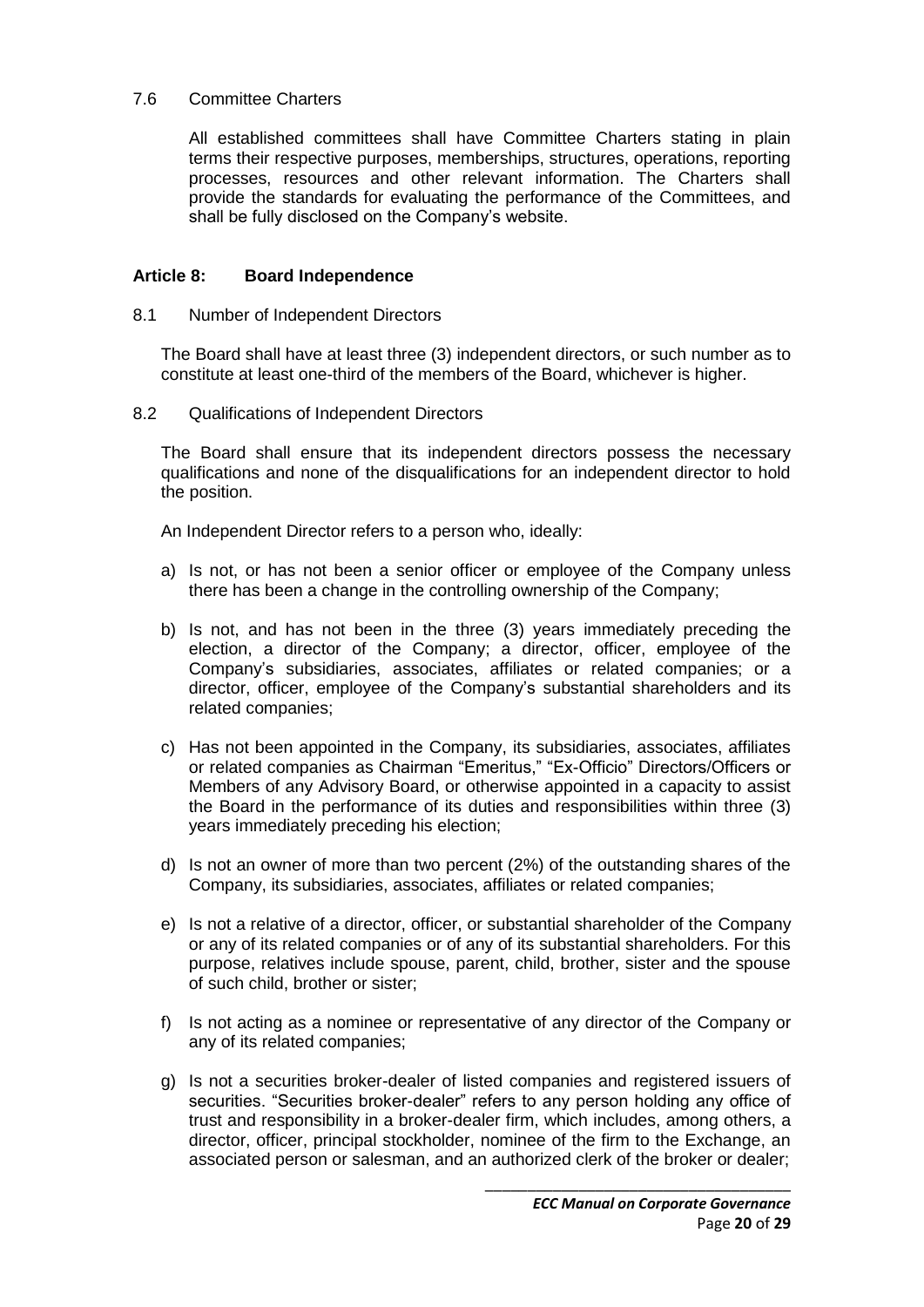7.6 Committee Charters

All established committees shall have Committee Charters stating in plain terms their respective purposes, memberships, structures, operations, reporting processes, resources and other relevant information. The Charters shall provide the standards for evaluating the performance of the Committees, and shall be fully disclosed on the Company's website.

## Article 8: Board Independence

8.1 Number of Independent Directors

The Board shall have at least three (3) independent directors, or such number as to constitute at least one-third of the members of the Board, whichever is higher.

8.2 Qualifications of Independent Directors

The Board shall ensure that its independent directors possess the necessary qualifications and none of the disqualifications for an independent director to hold the position.

An Independent Director refers to a person who, ideally:

a) Is not, or has not been a senior officer or employee of the Company unless there has been a change in the controlling ownership of the Company;

b) Is not, and has not been in the three (3) years immediately preceding the election, a director of the Company; a director, officer, employee of the Company's subsidiaries, associates, affiliates or related companies; or a director, officer, employee of the Company's substantial shareholders and its related companies;

c) Has not been appointed in the Company, its subsidiaries, associates, affiliates or related companies as Chairman "Emeritus," "Ex-Officio" Directors/Officers or Members of any Advisory Board, or otherwise appointed in a capacity to assist the Board in the performance of its duties and responsibilities within three (3) years immediately preceding his election;

d) Is not an owner of more than two percent (2%) of the outstanding shares of the Company, its subsidiaries, associates, affiliates or related companies;

e) Is not a relative of a director, officer, or substantial shareholder of the Company or any of its related companies or of any of its substantial shareholders. For this purpose, relatives include spouse, parent, child, brother, sister and the spouse of such child, brother or sister;

f) Is not acting as a nominee or representative of any director of the Company or any of its related companies;

g) Is not a securities broker-dealer of listed companies and registered issuers of securities. "Securities broker-dealer" refers to any person holding any office of trust and responsibility in a broker-dealer firm, which includes, among others, a director, officer, principal stockholder, nominee of the firm to the Exchange, an associated person or salesman, and an authorized clerk of the broker or dealer;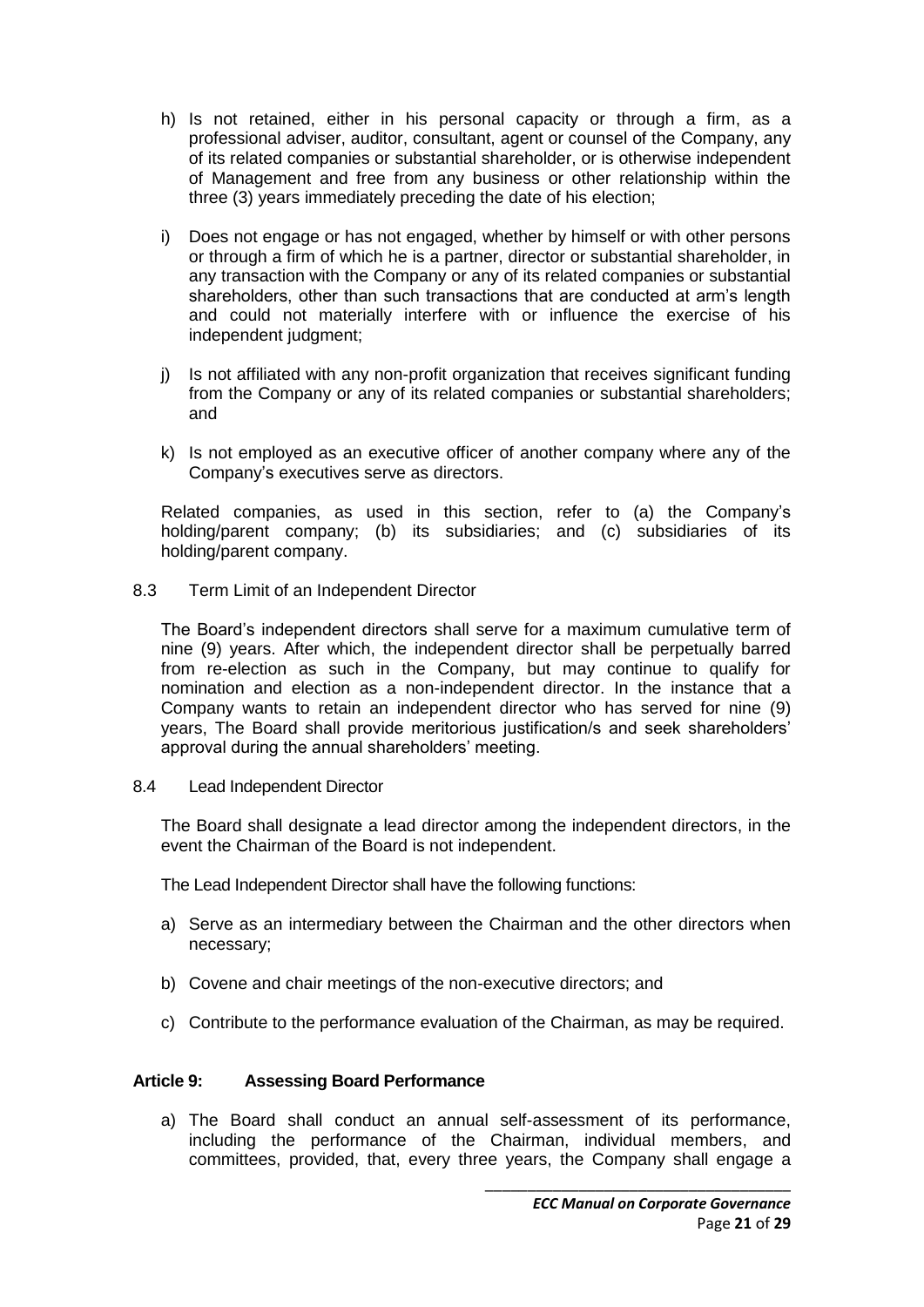h) Is not retained, either in his personal capacity or through a firm, as a professional adviser, auditor, consultant, agent or counsel of the Company, any of its related companies or substantial shareholder, or is otherwise independent of Management and free from any business or other relationship within the three (3) years immediately preceding the date of his election;

i) Does not engage or has not engaged, whether by himself or with other persons or through a firm of which he is a partner, director or substantial shareholder, in any transaction with the Company or any of its related companies or substantial shareholders, other than such transactions that are conducted at arm's length and could not materially interfere with or influence the exercise of his independent judgment;

j) Is not affiliated with any non-profit organization that receives significant funding from the Company or any of its related companies or substantial shareholders; and

k) Is not employed as an executive officer of another company where any of the Company's executives serve as directors.

Related companies, as used in this section, refer to (a) the Company's holding/parent company; (b) its subsidiaries; and (c) subsidiaries of its holding/parent company.

8.3 Term Limit of an Independent Director

The Board's independent directors shall serve for a maximum cumulative term of nine (9) years. After which, the independent director shall be perpetually barred from re-election as such in the Company, but may continue to qualify for nomination and election as a non-independent director. In the instance that a Company wants to retain an independent director who has served for nine (9) years, The Board shall provide meritorious justification/s and seek shareholders' approval during the annual shareholders' meeting.

8.4 Lead Independent Director

The Board shall designate a lead director among the independent directors, in the event the Chairman of the Board is not independent.

The Lead Independent Director shall have the following functions:

a) Serve as an intermediary between the Chairman and the other directors when necessary;

b) Covene and chair meetings of the non-executive directors; and

c) Contribute to the performance evaluation of the Chairman, as may be required.

**Article 9: Assessing Board Performance**

a) The Board shall conduct an annual self-assessment of its performance, including the performance of the Chairman, individual members, and committees, provided, that, every three years, the Company shall engage a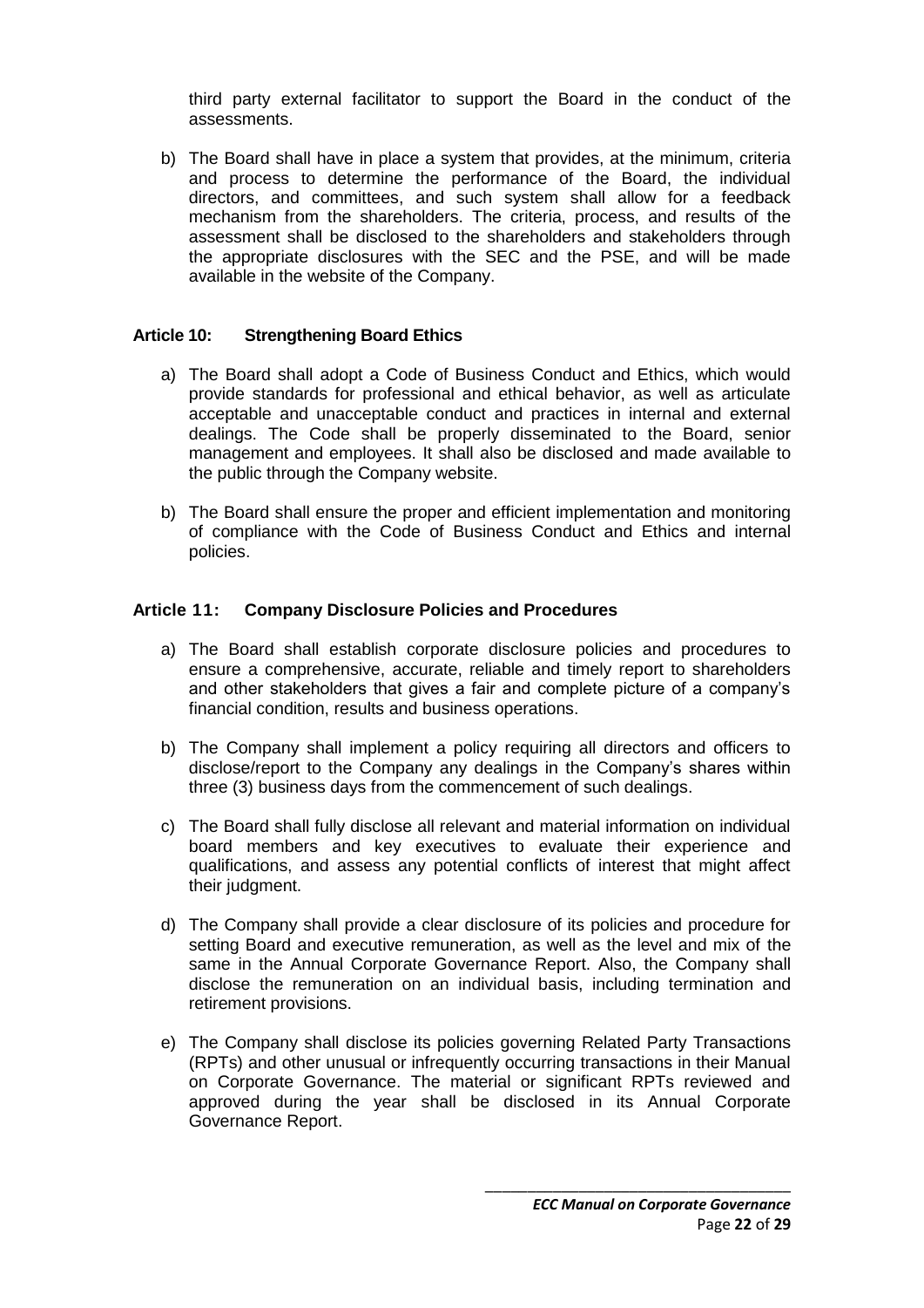third party external facilitator to support the Board in the conduct of the assessments.

b) The Board shall have in place a system that provides, at the minimum, criteria and process to determine the performance of the Board, the individual directors, and committees, and such system shall allow for a feedback mechanism from the shareholders. The criteria, process, and results of the assessment shall be disclosed to the shareholders and stakeholders through the appropriate disclosures with the SEC and the PSE, and will be made available in the website of the Company.

**Article 10: Strengthening Board Ethics**

a) The Board shall adopt a Code of Business Conduct and Ethics, which would provide standards for professional and ethical behavior, as well as articulate acceptable and unacceptable conduct and practices in internal and external dealings. The Code shall be properly disseminated to the Board, senior management and employees. It shall also be disclosed and made available to the public through the Company website.

b) The Board shall ensure the proper and efficient implementation and monitoring of compliance with the Code of Business Conduct and Ethics and internal policies.

**Article 11: Company Disclosure Policies and Procedures**

a) The Board shall establish corporate disclosure policies and procedures to ensure a comprehensive, accurate, reliable and timely report to shareholders and other stakeholders that gives a fair and complete picture of a company's financial condition, results and business operations.

b) The Company shall implement a policy requiring all directors and officers to disclose/report to the Company any dealings in the Company's shares within three (3) business days from the commencement of such dealings.

c) The Board shall fully disclose all relevant and material information on individual board members and key executives to evaluate their experience and qualifications, and assess any potential conflicts of interest that might affect their judgment.

d) The Company shall provide a clear disclosure of its policies and procedure for setting Board and executive remuneration, as well as the level and mix of the same in the Annual Corporate Governance Report. Also, the Company shall disclose the remuneration on an individual basis, including termination and retirement provisions.

e) The Company shall disclose its policies governing Related Party Transactions (RPTs) and other unusual or infrequently occurring transactions in their Manual on Corporate Governance. The material or significant RPTs reviewed and approved during the year shall be disclosed in its Annual Corporate Governance Report.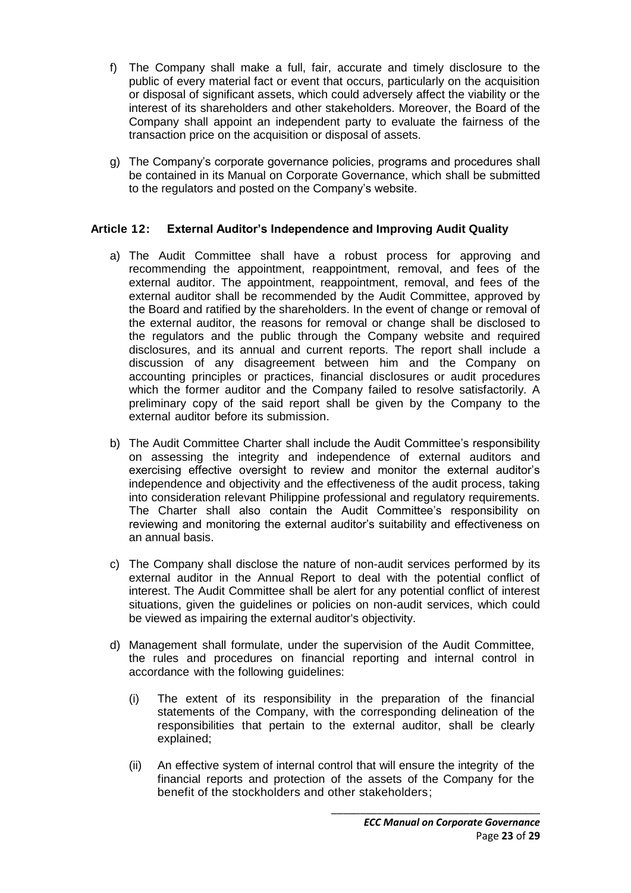f) The Company shall make a full, fair, accurate and timely disclosure to the public of every material fact or event that occurs, particularly on the acquisition or disposal of significant assets, which could adversely affect the viability or the interest of its shareholders and other stakeholders. Moreover, the Board of the Company shall appoint an independent party to evaluate the fairness of the transaction price on the acquisition or disposal of assets.

g) The Company's corporate governance policies, programs and procedures shall be contained in its Manual on Corporate Governance, which shall be submitted to the regulators and posted on the Company's website.

### Article 12: External Auditor's Independence and Improving Audit Quality

a) The Audit Committee shall have a robust process for approving and recommending the appointment, reappointment, removal, and fees of the external auditor. The appointment, reappointment, removal, and fees of the external auditor shall be recommended by the Audit Committee, approved by the Board and ratified by the shareholders. In the event of change or removal of the external auditor, the reasons for removal or change shall be disclosed to the regulators and the public through the Company website and required disclosures, and its annual and current reports. The report shall include a discussion of any disagreement between him and the Company on accounting principles or practices, financial disclosures or audit procedures which the former auditor and the Company failed to resolve satisfactorily. A preliminary copy of the said report shall be given by the Company to the external auditor before its submission.

b) The Audit Committee Charter shall include the Audit Committee's responsibility on assessing the integrity and independence of external auditors and exercising effective oversight to review and monitor the external auditor's independence and objectivity and the effectiveness of the audit process, taking into consideration relevant Philippine professional and regulatory requirements. The Charter shall also contain the Audit Committee's responsibility on reviewing and monitoring the external auditor's suitability and effectiveness on an annual basis.

c) The Company shall disclose the nature of non-audit services performed by its external auditor in the Annual Report to deal with the potential conflict of interest. The Audit Committee shall be alert for any potential conflict of interest situations, given the guidelines or policies on non-audit services, which could be viewed as impairing the external auditor's objectivity.

d) Management shall formulate, under the supervision of the Audit Committee, the rules and procedures on financial reporting and internal control in accordance with the following guidelines:

   (i) The extent of its responsibility in the preparation of the financial statements of the Company, with the corresponding delineation of the responsibilities that pertain to the external auditor, shall be clearly explained;

   (ii) An effective system of internal control that will ensure the integrity of the financial reports and protection of the assets of the Company for the benefit of the stockholders and other stakeholders;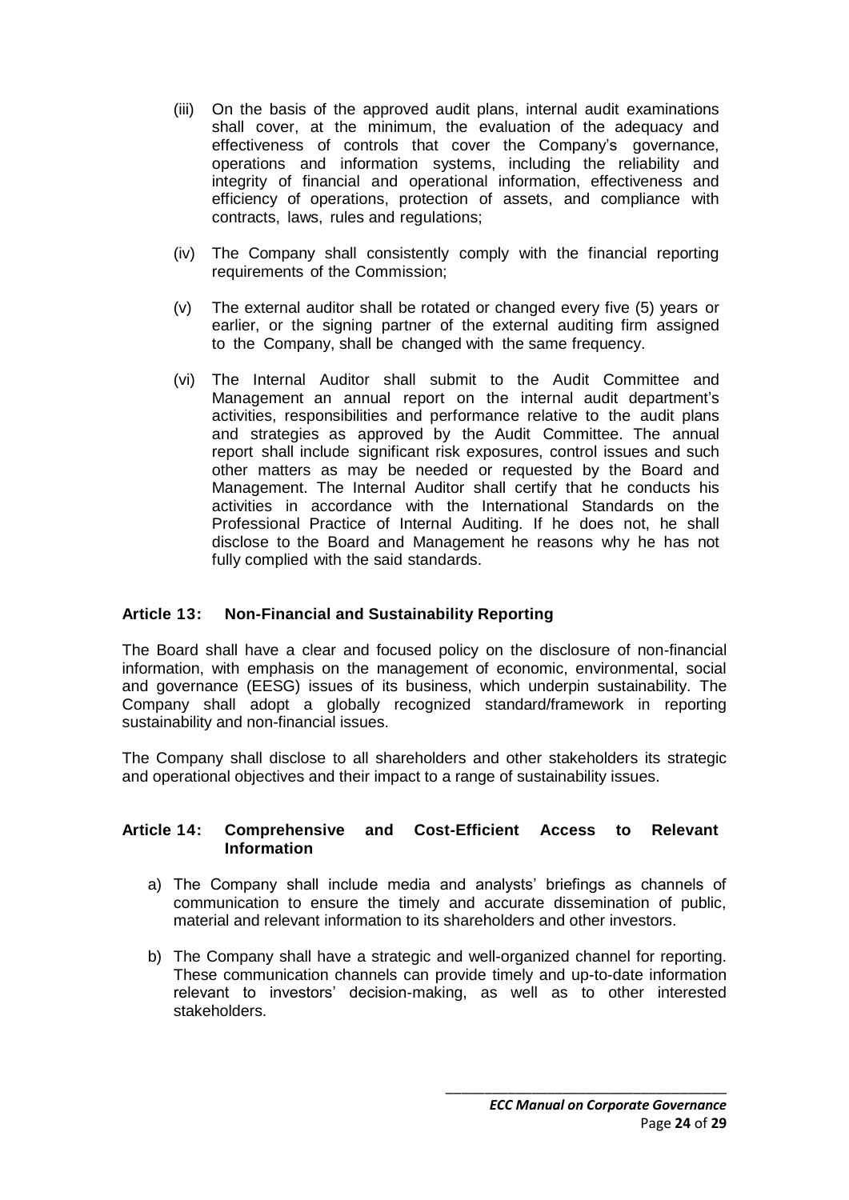(iii) On the basis of the approved audit plans, internal audit examinations shall cover, at the minimum, the evaluation of the adequacy and effectiveness of controls that cover the Company's governance, operations and information systems, including the reliability and integrity of financial and operational information, effectiveness and efficiency of operations, protection of assets, and compliance with contracts, laws, rules and regulations;

(iv) The Company shall consistently comply with the financial reporting requirements of the Commission;

(v) The external auditor shall be rotated or changed every five (5) years or earlier, or the signing partner of the external auditing firm assigned to the Company, shall be changed with the same frequency.

(vi) The Internal Auditor shall submit to the Audit Committee and Management an annual report on the internal audit department's activities, responsibilities and performance relative to the audit plans and strategies as approved by the Audit Committee. The annual report shall include significant risk exposures, control issues and such other matters as may be needed or requested by the Board and Management. The Internal Auditor shall certify that he conducts his activities in accordance with the International Standards on the Professional Practice of Internal Auditing. If he does not, he shall disclose to the Board and Management he reasons why he has not fully complied with the said standards.

### Article 13: Non-Financial and Sustainability Reporting

The Board shall have a clear and focused policy on the disclosure of non-financial information, with emphasis on the management of economic, environmental, social and governance (EESG) issues of its business, which underpin sustainability. The Company shall adopt a globally recognized standard/framework in reporting sustainability and non-financial issues.

The Company shall disclose to all shareholders and other stakeholders its strategic and operational objectives and their impact to a range of sustainability issues.

### Article 14: Comprehensive and Cost-Efficient Access to Relevant Information

a) The Company shall include media and analysts' briefings as channels of communication to ensure the timely and accurate dissemination of public, material and relevant information to its shareholders and other investors.

b) The Company shall have a strategic and well-organized channel for reporting. These communication channels can provide timely and up-to-date information relevant to investors' decision-making, as well as to other interested stakeholders.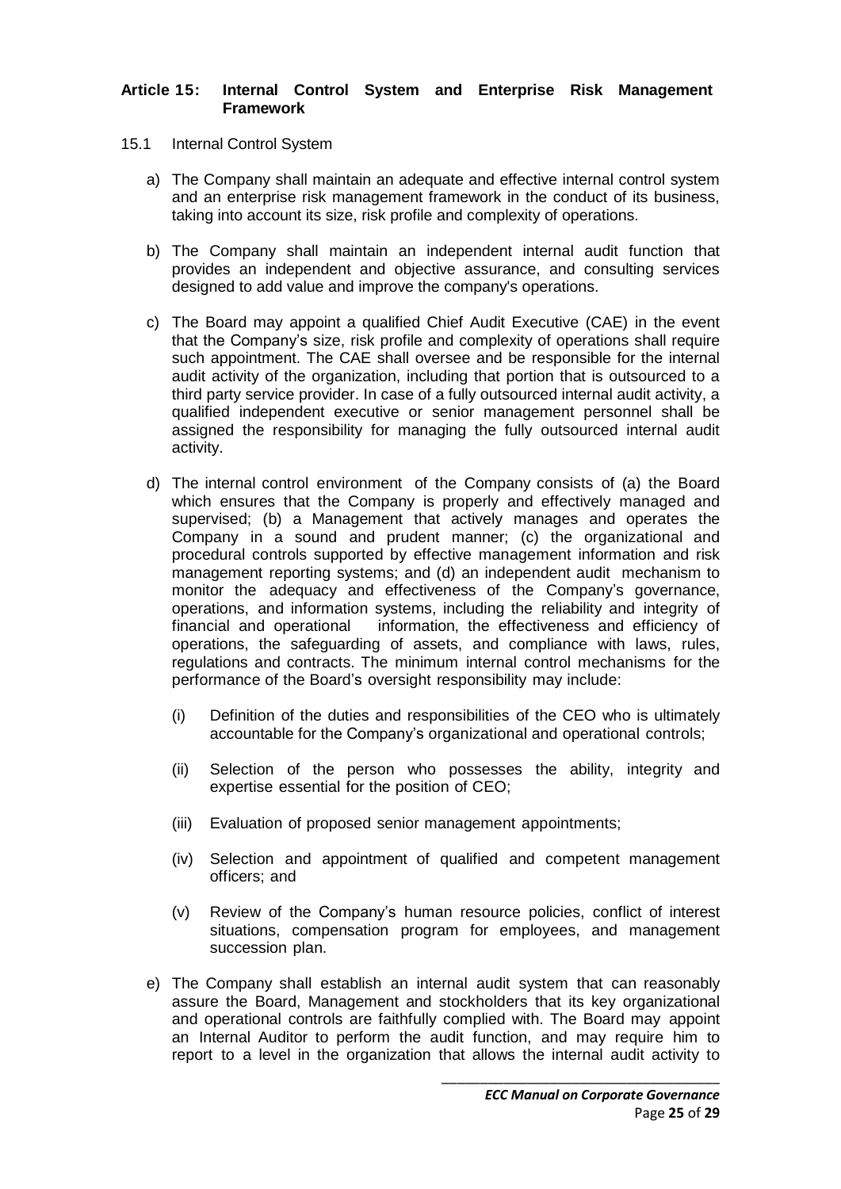### Article 15: Internal Control System and Enterprise Risk Management Framework

15.1 Internal Control System

a) The Company shall maintain an adequate and effective internal control system and an enterprise risk management framework in the conduct of its business, taking into account its size, risk profile and complexity of operations.

b) The Company shall maintain an independent internal audit function that provides an independent and objective assurance, and consulting services designed to add value and improve the company's operations.

c) The Board may appoint a qualified Chief Audit Executive (CAE) in the event that the Company's size, risk profile and complexity of operations shall require such appointment. The CAE shall oversee and be responsible for the internal audit activity of the organization, including that portion that is outsourced to a third party service provider. In case of a fully outsourced internal audit activity, a qualified independent executive or senior management personnel shall be assigned the responsibility for managing the fully outsourced internal audit activity.

d) The internal control environment of the Company consists of (a) the Board which ensures that the Company is properly and effectively managed and supervised; (b) a Management that actively manages and operates the Company in a sound and prudent manner; (c) the organizational and procedural controls supported by effective management information and risk management reporting systems; and (d) an independent audit mechanism to monitor the adequacy and effectiveness of the Company's governance, operations, and information systems, including the reliability and integrity of financial and operational information, the effectiveness and efficiency of operations, the safeguarding of assets, and compliance with laws, rules, regulations and contracts. The minimum internal control mechanisms for the performance of the Board's oversight responsibility may include:

   (i) Definition of the duties and responsibilities of the CEO who is ultimately accountable for the Company's organizational and operational controls;

   (ii) Selection of the person who possesses the ability, integrity and expertise essential for the position of CEO;

   (iii) Evaluation of proposed senior management appointments;

   (iv) Selection and appointment of qualified and competent management officers; and

   (v) Review of the Company's human resource policies, conflict of interest situations, compensation program for employees, and management succession plan.

e) The Company shall establish an internal audit system that can reasonably assure the Board, Management and stockholders that its key organizational and operational controls are faithfully complied with. The Board may appoint an Internal Auditor to perform the audit function, and may require him to report to a level in the organization that allows the internal audit activity to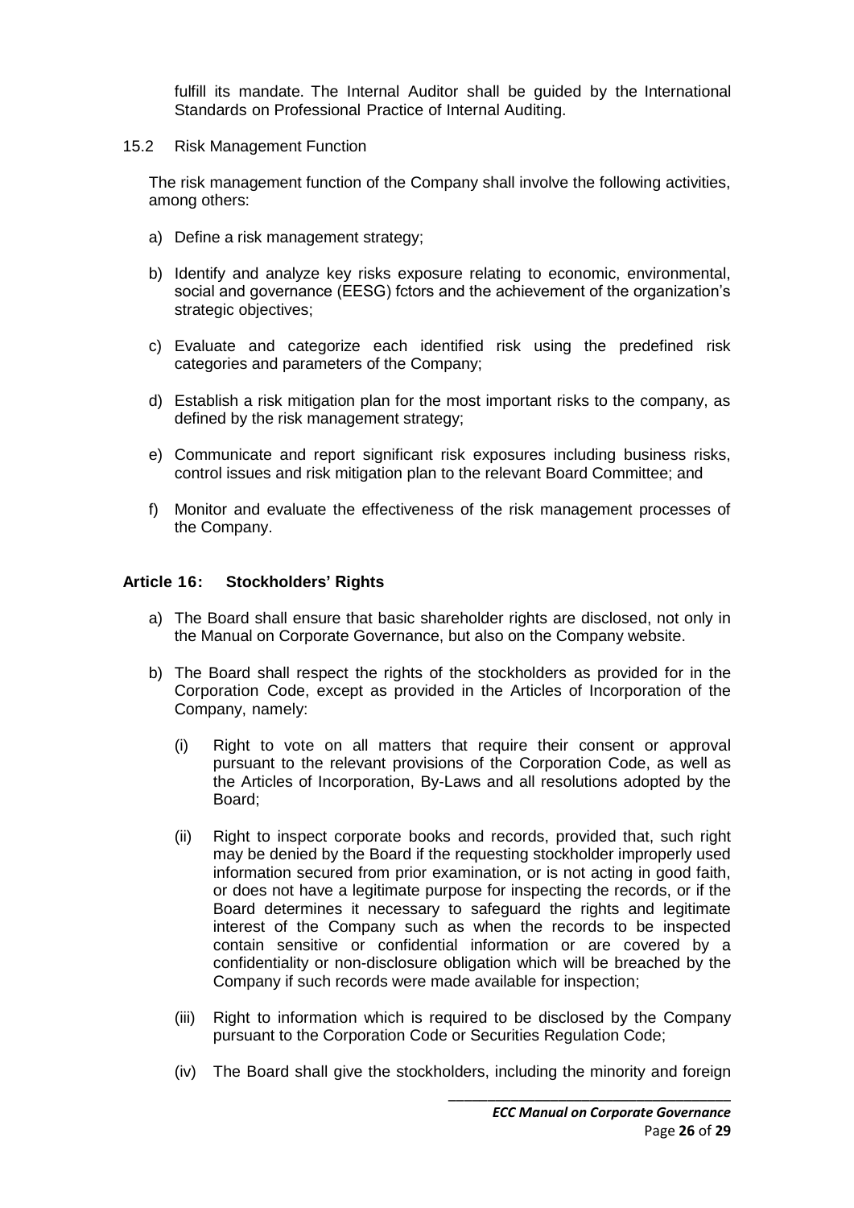fulfill its mandate. The Internal Auditor shall be guided by the International Standards on Professional Practice of Internal Auditing.

15.2 Risk Management Function

The risk management function of the Company shall involve the following activities, among others:

a) Define a risk management strategy;

b) Identify and analyze key risks exposure relating to economic, environmental, social and governance (EESG) fctors and the achievement of the organization's strategic objectives;

c) Evaluate and categorize each identified risk using the predefined risk categories and parameters of the Company;

d) Establish a risk mitigation plan for the most important risks to the company, as defined by the risk management strategy;

e) Communicate and report significant risk exposures including business risks, control issues and risk mitigation plan to the relevant Board Committee; and

f) Monitor and evaluate the effectiveness of the risk management processes of the Company.

## Article 16: Stockholders' Rights

a) The Board shall ensure that basic shareholder rights are disclosed, not only in the Manual on Corporate Governance, but also on the Company website.

b) The Board shall respect the rights of the stockholders as provided for in the Corporation Code, except as provided in the Articles of Incorporation of the Company, namely:

(i) Right to vote on all matters that require their consent or approval pursuant to the relevant provisions of the Corporation Code, as well as the Articles of Incorporation, By-Laws and all resolutions adopted by the Board;

(ii) Right to inspect corporate books and records, provided that, such right may be denied by the Board if the requesting stockholder improperly used information secured from prior examination, or is not acting in good faith, or does not have a legitimate purpose for inspecting the records, or if the Board determines it necessary to safeguard the rights and legitimate interest of the Company such as when the records to be inspected contain sensitive or confidential information or are covered by a confidentiality or non-disclosure obligation which will be breached by the Company if such records were made available for inspection;

(iii) Right to information which is required to be disclosed by the Company pursuant to the Corporation Code or Securities Regulation Code;

(iv) The Board shall give the stockholders, including the minority and foreign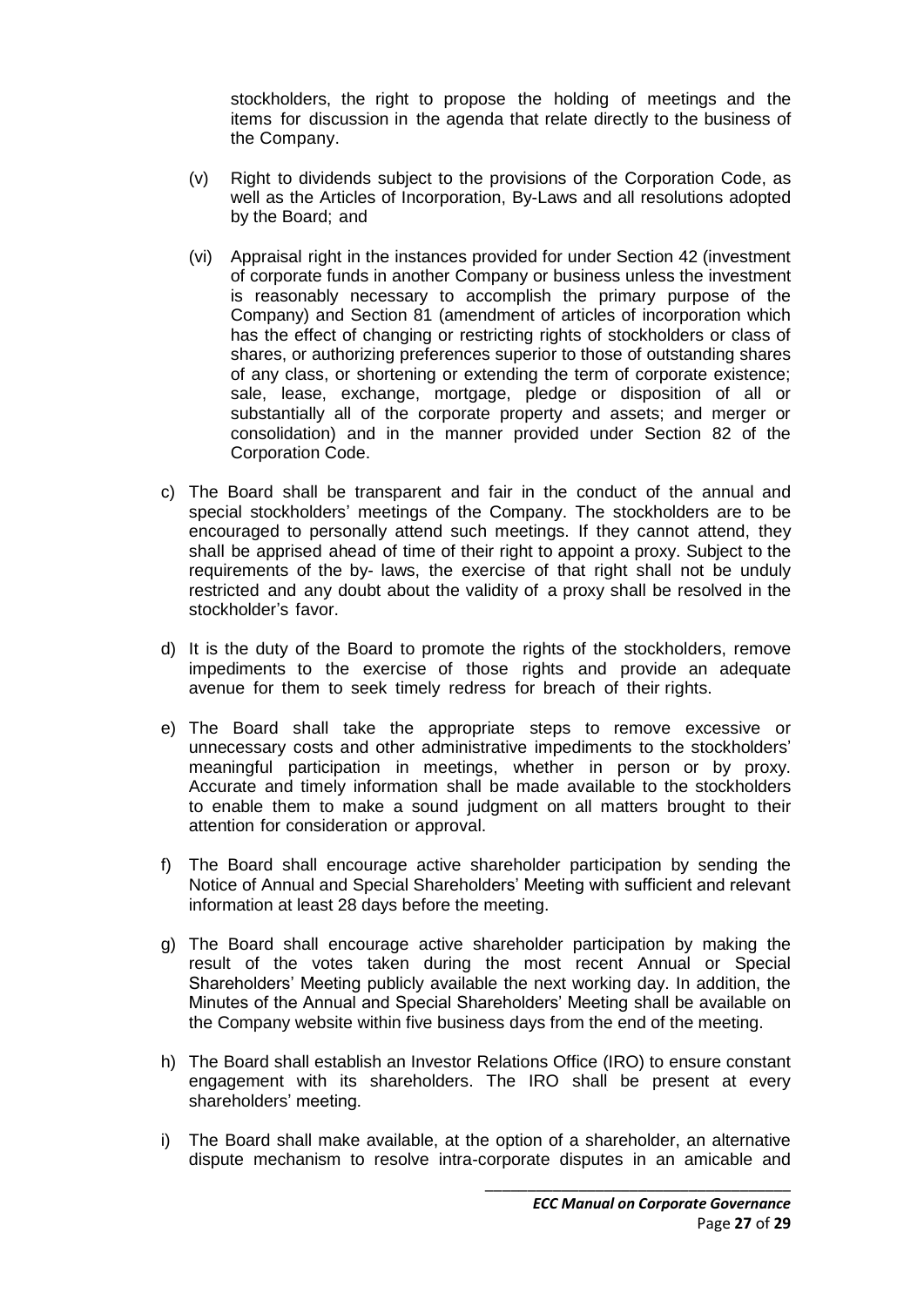stockholders, the right to propose the holding of meetings and the items for discussion in the agenda that relate directly to the business of the Company.

(v) Right to dividends subject to the provisions of the Corporation Code, as well as the Articles of Incorporation, By-Laws and all resolutions adopted by the Board; and

(vi) Appraisal right in the instances provided for under Section 42 (investment of corporate funds in another Company or business unless the investment is reasonably necessary to accomplish the primary purpose of the Company) and Section 81 (amendment of articles of incorporation which has the effect of changing or restricting rights of stockholders or class of shares, or authorizing preferences superior to those of outstanding shares of any class, or shortening or extending the term of corporate existence; sale, lease, exchange, mortgage, pledge or disposition of all or substantially all of the corporate property and assets; and merger or consolidation) and in the manner provided under Section 82 of the Corporation Code.

c) The Board shall be transparent and fair in the conduct of the annual and special stockholders' meetings of the Company. The stockholders are to be encouraged to personally attend such meetings. If they cannot attend, they shall be apprised ahead of time of their right to appoint a proxy. Subject to the requirements of the by- laws, the exercise of that right shall not be unduly restricted and any doubt about the validity of a proxy shall be resolved in the stockholder's favor.

d) It is the duty of the Board to promote the rights of the stockholders, remove impediments to the exercise of those rights and provide an adequate avenue for them to seek timely redress for breach of their rights.

e) The Board shall take the appropriate steps to remove excessive or unnecessary costs and other administrative impediments to the stockholders' meaningful participation in meetings, whether in person or by proxy. Accurate and timely information shall be made available to the stockholders to enable them to make a sound judgment on all matters brought to their attention for consideration or approval.

f) The Board shall encourage active shareholder participation by sending the Notice of Annual and Special Shareholders' Meeting with sufficient and relevant information at least 28 days before the meeting.

g) The Board shall encourage active shareholder participation by making the result of the votes taken during the most recent Annual or Special Shareholders' Meeting publicly available the next working day. In addition, the Minutes of the Annual and Special Shareholders' Meeting shall be available on the Company website within five business days from the end of the meeting.

h) The Board shall establish an Investor Relations Office (IRO) to ensure constant engagement with its shareholders. The IRO shall be present at every shareholders' meeting.

i) The Board shall make available, at the option of a shareholder, an alternative dispute mechanism to resolve intra-corporate disputes in an amicable and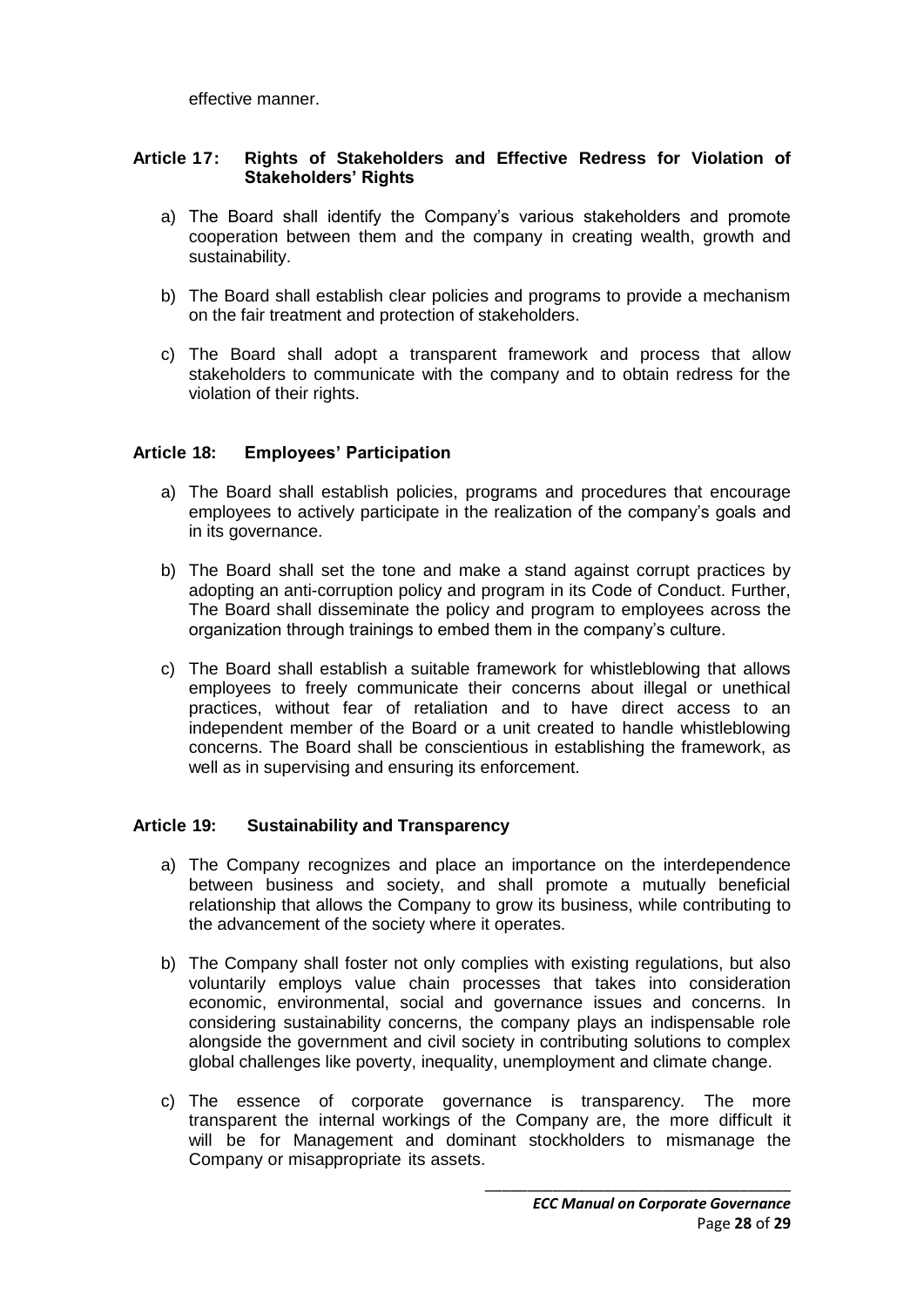effective manner.

### Article 17: Rights of Stakeholders and Effective Redress for Violation of Stakeholders' Rights

a) The Board shall identify the Company's various stakeholders and promote cooperation between them and the company in creating wealth, growth and sustainability.

b) The Board shall establish clear policies and programs to provide a mechanism on the fair treatment and protection of stakeholders.

c) The Board shall adopt a transparent framework and process that allow stakeholders to communicate with the company and to obtain redress for the violation of their rights.

### Article 18: Employees' Participation

a) The Board shall establish policies, programs and procedures that encourage employees to actively participate in the realization of the company's goals and in its governance.

b) The Board shall set the tone and make a stand against corrupt practices by adopting an anti-corruption policy and program in its Code of Conduct. Further, The Board shall disseminate the policy and program to employees across the organization through trainings to embed them in the company's culture.

c) The Board shall establish a suitable framework for whistleblowing that allows employees to freely communicate their concerns about illegal or unethical practices, without fear of retaliation and to have direct access to an independent member of the Board or a unit created to handle whistleblowing concerns. The Board shall be conscientious in establishing the framework, as well as in supervising and ensuring its enforcement.

### Article 19: Sustainability and Transparency

a) The Company recognizes and place an importance on the interdependence between business and society, and shall promote a mutually beneficial relationship that allows the Company to grow its business, while contributing to the advancement of the society where it operates.

b) The Company shall foster not only complies with existing regulations, but also voluntarily employs value chain processes that takes into consideration economic, environmental, social and governance issues and concerns. In considering sustainability concerns, the company plays an indispensable role alongside the government and civil society in contributing solutions to complex global challenges like poverty, inequality, unemployment and climate change.

c) The essence of corporate governance is transparency. The more transparent the internal workings of the Company are, the more difficult it will be for Management and dominant stockholders to mismanage the Company or misappropriate its assets.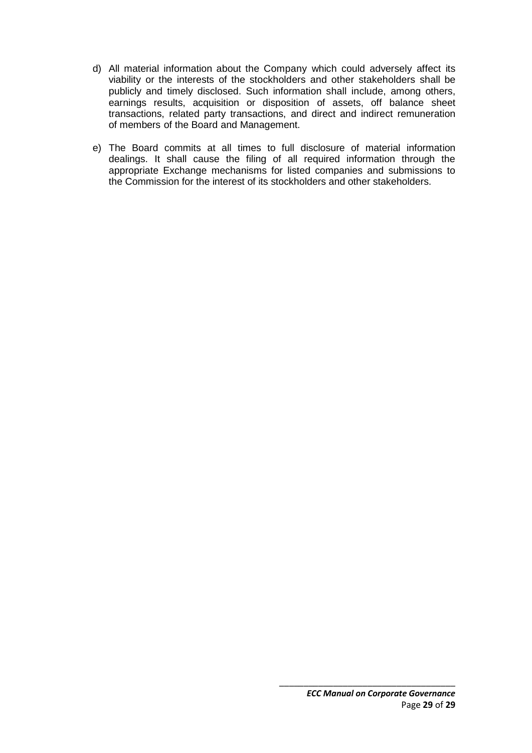d) All material information about the Company which could adversely affect its viability or the interests of the stockholders and other stakeholders shall be publicly and timely disclosed. Such information shall include, among others, earnings results, acquisition or disposition of assets, off balance sheet transactions, related party transactions, and direct and indirect remuneration of members of the Board and Management.

e) The Board commits at all times to full disclosure of material information dealings. It shall cause the filing of all required information through the appropriate Exchange mechanisms for listed companies and submissions to the Commission for the interest of its stockholders and other stakeholders.